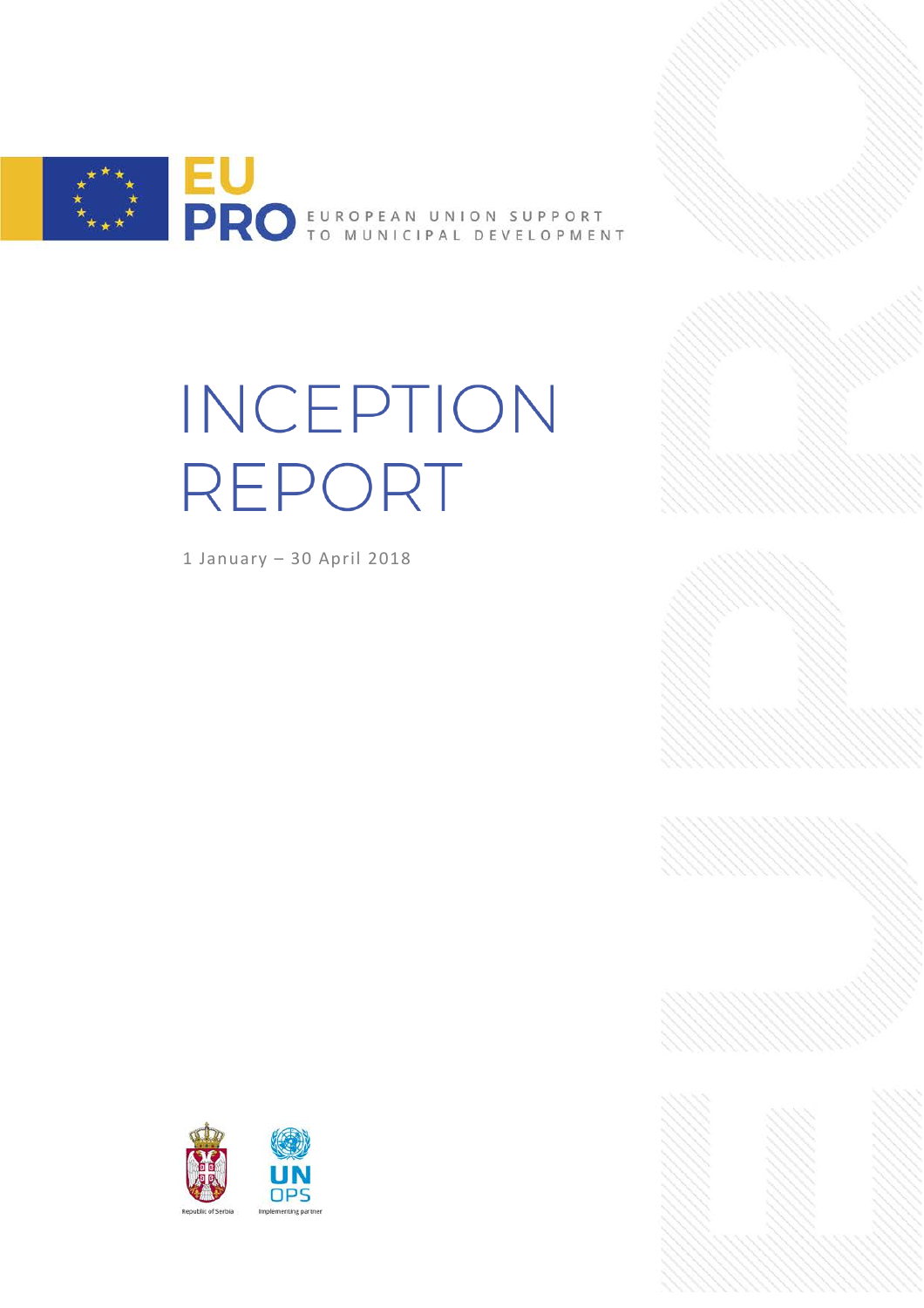EU PRO

EUROPEAN UNION SUPPORT TO MUNICIPAL DEVELOPMENT

# INCEPTION REPORT

1 January – 30 April 2018

Republic of Serbia

UN OPS Implementing partner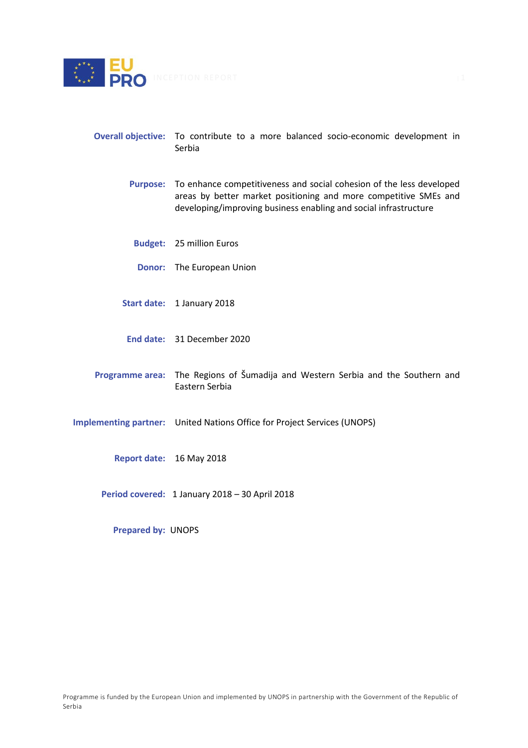**Overall objective:** To contribute to a more balanced socio-economic development in Serbia

**Purpose:** To enhance competitiveness and social cohesion of the less developed areas by better market positioning and more competitive SMEs and developing/improving business enabling and social infrastructure

**Budget:** 25 million Euros

**Donor:** The European Union

**Start date:** 1 January 2018

**End date:** 31 December 2020

**Programme area:** The Regions of Šumadija and Western Serbia and the Southern and Eastern Serbia

**Implementing partner:** United Nations Office for Project Services (UNOPS)

**Report date:** 16 May 2018

**Period covered:** 1 January 2018 – 30 April 2018

**Prepared by:** UNOPS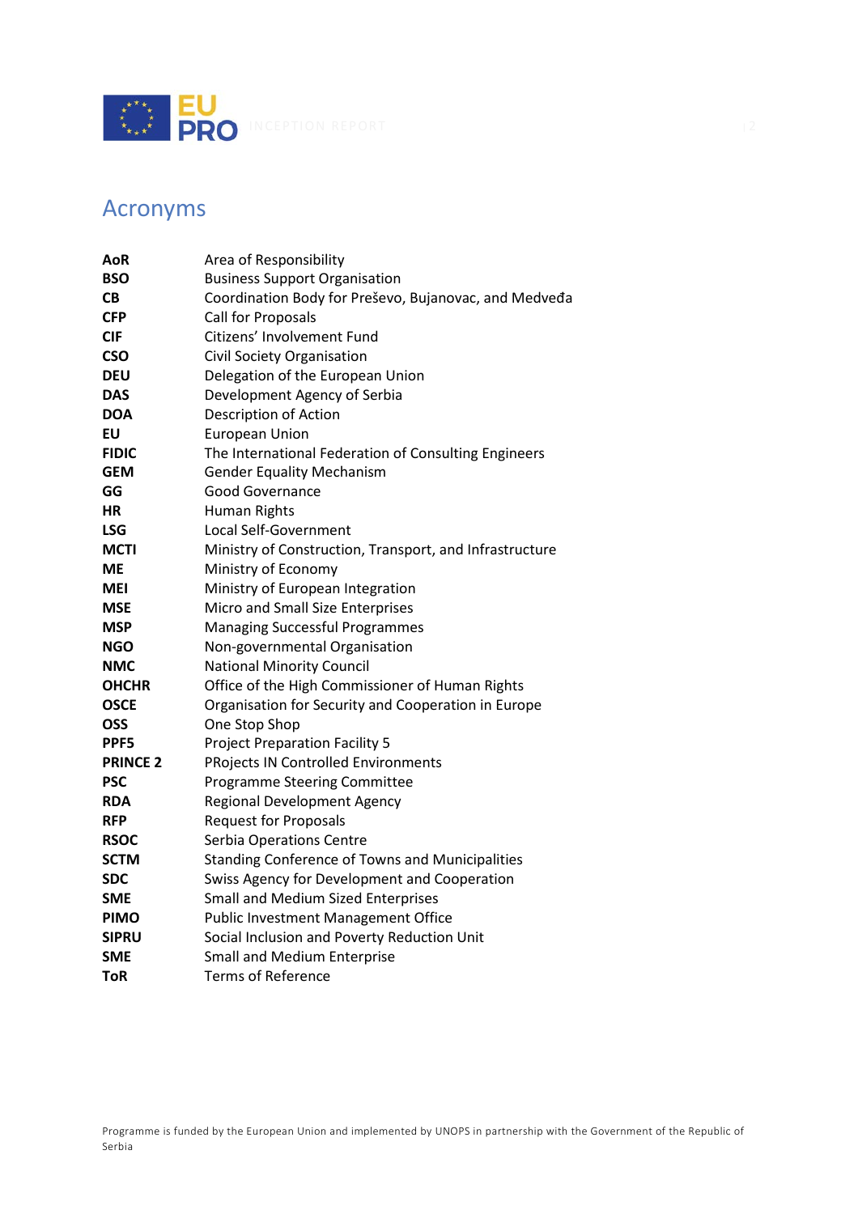## Acronyms

| | |
|---|---|
| **AoR** | Area of Responsibility |
| **BSO** | Business Support Organisation |
| **CB** | Coordination Body for Preševo, Bujanovac, and Medveđa |
| **CFP** | Call for Proposals |
| **CIF** | Citizens' Involvement Fund |
| **CSO** | Civil Society Organisation |
| **DEU** | Delegation of the European Union |
| **DAS** | Development Agency of Serbia |
| **DOA** | Description of Action |
| **EU** | European Union |
| **FIDIC** | The International Federation of Consulting Engineers |
| **GEM** | Gender Equality Mechanism |
| **GG** | Good Governance |
| **HR** | Human Rights |
| **LSG** | Local Self-Government |
| **MCTI** | Ministry of Construction, Transport, and Infrastructure |
| **ME** | Ministry of Economy |
| **MEI** | Ministry of European Integration |
| **MSE** | Micro and Small Size Enterprises |
| **MSP** | Managing Successful Programmes |
| **NGO** | Non-governmental Organisation |
| **NMC** | National Minority Council |
| **OHCHR** | Office of the High Commissioner of Human Rights |
| **OSCE** | Organisation for Security and Cooperation in Europe |
| **OSS** | One Stop Shop |
| **PPF5** | Project Preparation Facility 5 |
| **PRINCE 2** | PRojects IN Controlled Environments |
| **PSC** | Programme Steering Committee |
| **RDA** | Regional Development Agency |
| **RFP** | Request for Proposals |
| **RSOC** | Serbia Operations Centre |
| **SCTM** | Standing Conference of Towns and Municipalities |
| **SDC** | Swiss Agency for Development and Cooperation |
| **SME** | Small and Medium Sized Enterprises |
| **PIMO** | Public Investment Management Office |
| **SIPRU** | Social Inclusion and Poverty Reduction Unit |
| **SME** | Small and Medium Enterprise |
| **ToR** | Terms of Reference |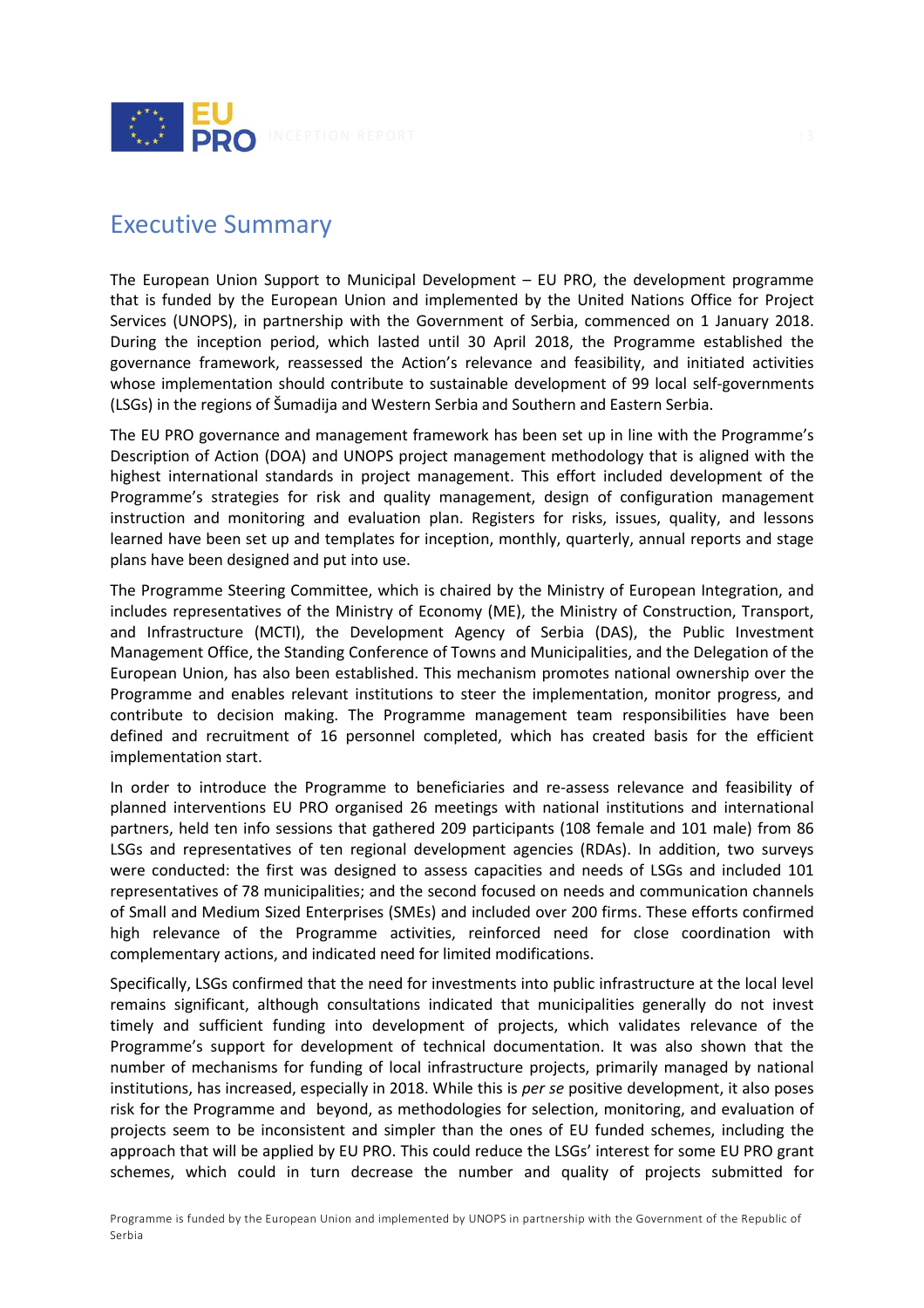# Executive Summary

The European Union Support to Municipal Development – EU PRO, the development programme that is funded by the European Union and implemented by the United Nations Office for Project Services (UNOPS), in partnership with the Government of Serbia, commenced on 1 January 2018. During the inception period, which lasted until 30 April 2018, the Programme established the governance framework, reassessed the Action's relevance and feasibility, and initiated activities whose implementation should contribute to sustainable development of 99 local self-governments (LSGs) in the regions of Šumadija and Western Serbia and Southern and Eastern Serbia.

The EU PRO governance and management framework has been set up in line with the Programme's Description of Action (DOA) and UNOPS project management methodology that is aligned with the highest international standards in project management. This effort included development of the Programme's strategies for risk and quality management, design of configuration management instruction and monitoring and evaluation plan. Registers for risks, issues, quality, and lessons learned have been set up and templates for inception, monthly, quarterly, annual reports and stage plans have been designed and put into use.

The Programme Steering Committee, which is chaired by the Ministry of European Integration, and includes representatives of the Ministry of Economy (ME), the Ministry of Construction, Transport, and Infrastructure (MCTI), the Development Agency of Serbia (DAS), the Public Investment Management Office, the Standing Conference of Towns and Municipalities, and the Delegation of the European Union, has also been established. This mechanism promotes national ownership over the Programme and enables relevant institutions to steer the implementation, monitor progress, and contribute to decision making. The Programme management team responsibilities have been defined and recruitment of 16 personnel completed, which has created basis for the efficient implementation start.

In order to introduce the Programme to beneficiaries and re-assess relevance and feasibility of planned interventions EU PRO organised 26 meetings with national institutions and international partners, held ten info sessions that gathered 209 participants (108 female and 101 male) from 86 LSGs and representatives of ten regional development agencies (RDAs). In addition, two surveys were conducted: the first was designed to assess capacities and needs of LSGs and included 101 representatives of 78 municipalities; and the second focused on needs and communication channels of Small and Medium Sized Enterprises (SMEs) and included over 200 firms. These efforts confirmed high relevance of the Programme activities, reinforced need for close coordination with complementary actions, and indicated need for limited modifications.

Specifically, LSGs confirmed that the need for investments into public infrastructure at the local level remains significant, although consultations indicated that municipalities generally do not invest timely and sufficient funding into development of projects, which validates relevance of the Programme's support for development of technical documentation. It was also shown that the number of mechanisms for funding of local infrastructure projects, primarily managed by national institutions, has increased, especially in 2018. While this is *per se* positive development, it also poses risk for the Programme and beyond, as methodologies for selection, monitoring, and evaluation of projects seem to be inconsistent and simpler than the ones of EU funded schemes, including the approach that will be applied by EU PRO. This could reduce the LSGs' interest for some EU PRO grant schemes, which could in turn decrease the number and quality of projects submitted for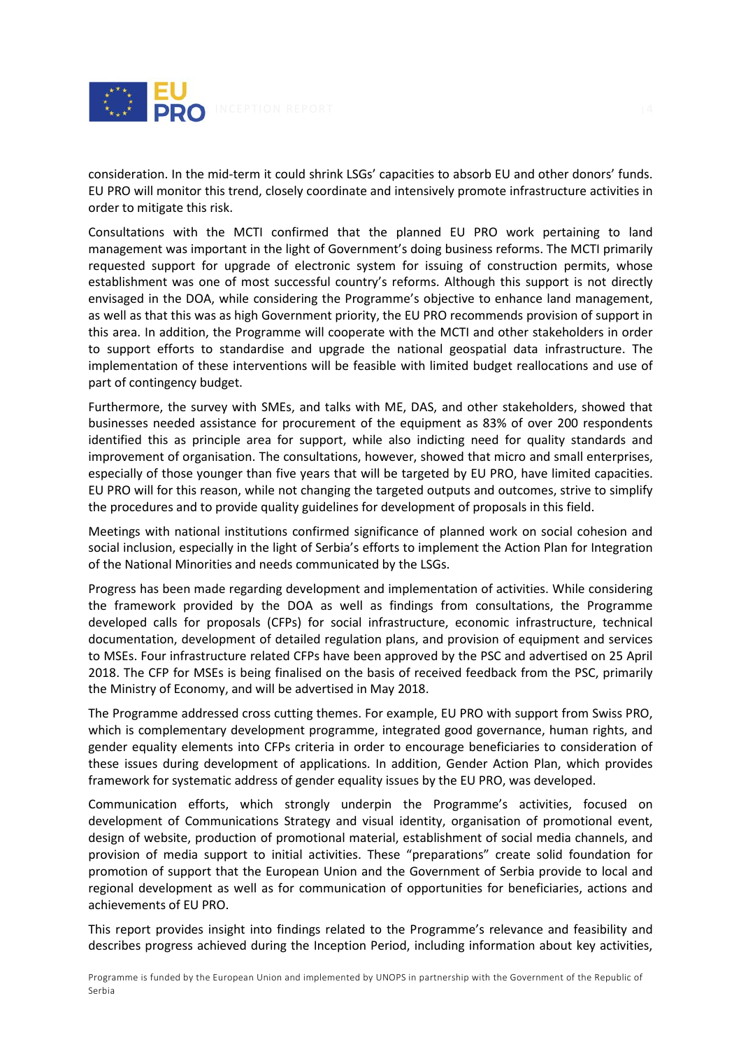consideration. In the mid-term it could shrink LSGs' capacities to absorb EU and other donors' funds. EU PRO will monitor this trend, closely coordinate and intensively promote infrastructure activities in order to mitigate this risk.

Consultations with the MCTI confirmed that the planned EU PRO work pertaining to land management was important in the light of Government's doing business reforms. The MCTI primarily requested support for upgrade of electronic system for issuing of construction permits, whose establishment was one of most successful country's reforms. Although this support is not directly envisaged in the DOA, while considering the Programme's objective to enhance land management, as well as that this was as high Government priority, the EU PRO recommends provision of support in this area. In addition, the Programme will cooperate with the MCTI and other stakeholders in order to support efforts to standardise and upgrade the national geospatial data infrastructure. The implementation of these interventions will be feasible with limited budget reallocations and use of part of contingency budget.

Furthermore, the survey with SMEs, and talks with ME, DAS, and other stakeholders, showed that businesses needed assistance for procurement of the equipment as 83% of over 200 respondents identified this as principle area for support, while also indicting need for quality standards and improvement of organisation. The consultations, however, showed that micro and small enterprises, especially of those younger than five years that will be targeted by EU PRO, have limited capacities. EU PRO will for this reason, while not changing the targeted outputs and outcomes, strive to simplify the procedures and to provide quality guidelines for development of proposals in this field.

Meetings with national institutions confirmed significance of planned work on social cohesion and social inclusion, especially in the light of Serbia's efforts to implement the Action Plan for Integration of the National Minorities and needs communicated by the LSGs.

Progress has been made regarding development and implementation of activities. While considering the framework provided by the DOA as well as findings from consultations, the Programme developed calls for proposals (CFPs) for social infrastructure, economic infrastructure, technical documentation, development of detailed regulation plans, and provision of equipment and services to MSEs. Four infrastructure related CFPs have been approved by the PSC and advertised on 25 April 2018. The CFP for MSEs is being finalised on the basis of received feedback from the PSC, primarily the Ministry of Economy, and will be advertised in May 2018.

The Programme addressed cross cutting themes. For example, EU PRO with support from Swiss PRO, which is complementary development programme, integrated good governance, human rights, and gender equality elements into CFPs criteria in order to encourage beneficiaries to consideration of these issues during development of applications. In addition, Gender Action Plan, which provides framework for systematic address of gender equality issues by the EU PRO, was developed.

Communication efforts, which strongly underpin the Programme's activities, focused on development of Communications Strategy and visual identity, organisation of promotional event, design of website, production of promotional material, establishment of social media channels, and provision of media support to initial activities. These "preparations" create solid foundation for promotion of support that the European Union and the Government of Serbia provide to local and regional development as well as for communication of opportunities for beneficiaries, actions and achievements of EU PRO.

This report provides insight into findings related to the Programme's relevance and feasibility and describes progress achieved during the Inception Period, including information about key activities,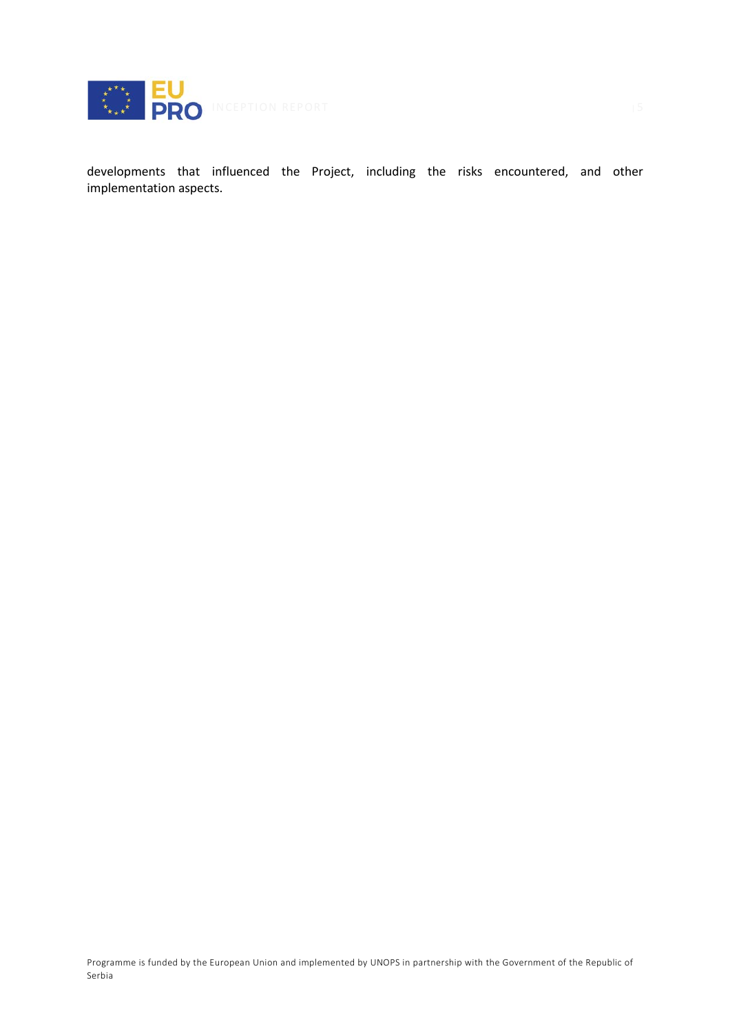developments that influenced the Project, including the risks encountered, and other implementation aspects.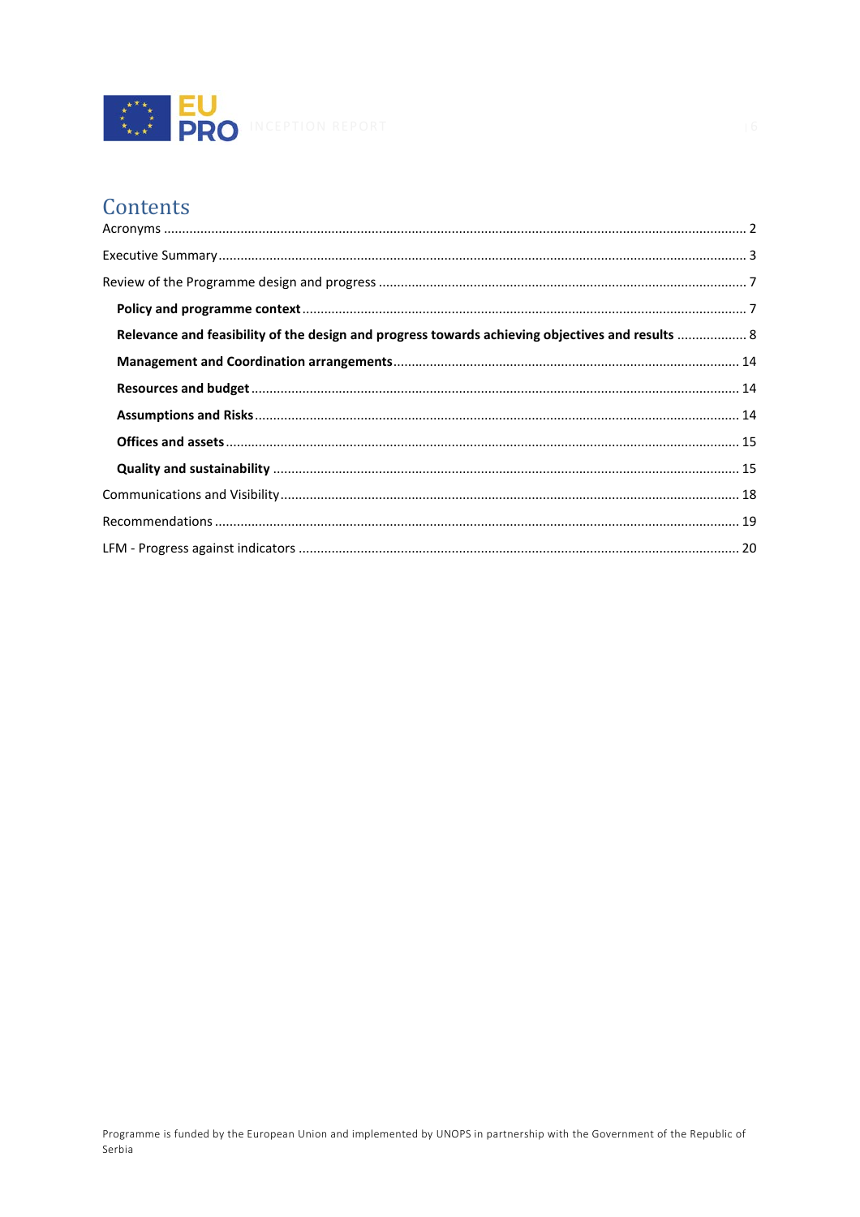# Contents

Acronyms ........ 2

Executive Summary ........ 3

Review of the Programme design and progress ........ 7

- **Policy and programme context** ........ 7
- **Relevance and feasibility of the design and progress towards achieving objectives and results** ........ 8
- **Management and Coordination arrangements** ........ 14
- **Resources and budget** ........ 14
- **Assumptions and Risks** ........ 14
- **Offices and assets** ........ 15
- **Quality and sustainability** ........ 15

Communications and Visibility ........ 18

Recommendations ........ 19

LFM - Progress against indicators ........ 20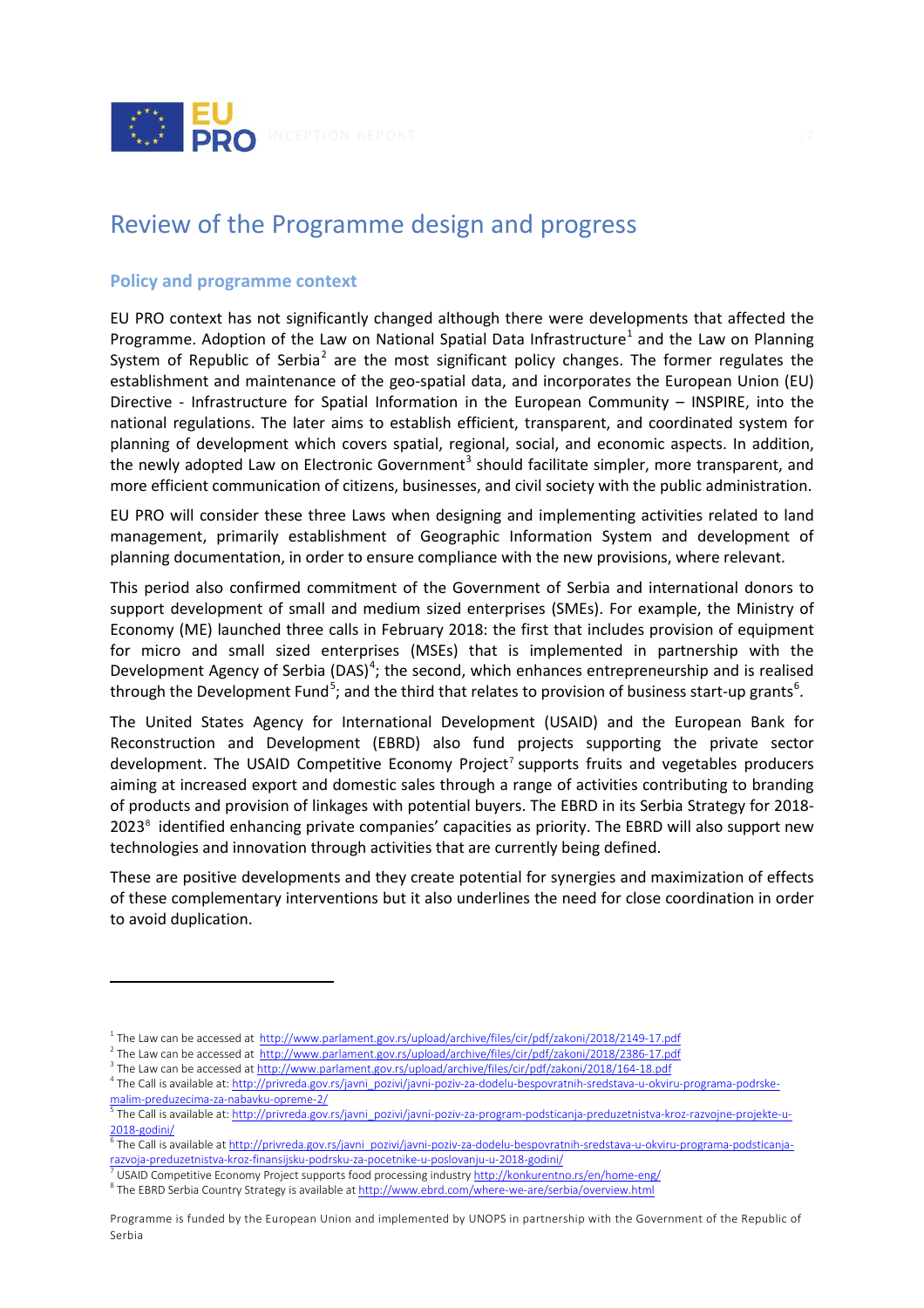# Review of the Programme design and progress

## Policy and programme context

EU PRO context has not significantly changed although there were developments that affected the Programme. Adoption of the Law on National Spatial Data Infrastructure[1] and the Law on Planning System of Republic of Serbia[2] are the most significant policy changes. The former regulates the establishment and maintenance of the geo-spatial data, and incorporates the European Union (EU) Directive - Infrastructure for Spatial Information in the European Community – INSPIRE, into the national regulations. The later aims to establish efficient, transparent, and coordinated system for planning of development which covers spatial, regional, social, and economic aspects. In addition, the newly adopted Law on Electronic Government[3] should facilitate simpler, more transparent, and more efficient communication of citizens, businesses, and civil society with the public administration.

EU PRO will consider these three Laws when designing and implementing activities related to land management, primarily establishment of Geographic Information System and development of planning documentation, in order to ensure compliance with the new provisions, where relevant.

This period also confirmed commitment of the Government of Serbia and international donors to support development of small and medium sized enterprises (SMEs). For example, the Ministry of Economy (ME) launched three calls in February 2018: the first that includes provision of equipment for micro and small sized enterprises (MSEs) that is implemented in partnership with the Development Agency of Serbia (DAS)[4]; the second, which enhances entrepreneurship and is realised through the Development Fund[5]; and the third that relates to provision of business start-up grants[6].

The United States Agency for International Development (USAID) and the European Bank for Reconstruction and Development (EBRD) also fund projects supporting the private sector development. The USAID Competitive Economy Project[7] supports fruits and vegetables producers aiming at increased export and domestic sales through a range of activities contributing to branding of products and provision of linkages with potential buyers. The EBRD in its Serbia Strategy for 2018-2023[8] identified enhancing private companies' capacities as priority. The EBRD will also support new technologies and innovation through activities that are currently being defined.

These are positive developments and they create potential for synergies and maximization of effects of these complementary interventions but it also underlines the need for close coordination in order to avoid duplication.

---

[1] The Law can be accessed at http://www.parlament.gov.rs/upload/archive/files/cir/pdf/zakoni/2018/2149-17.pdf

[2] The Law can be accessed at http://www.parlament.gov.rs/upload/archive/files/cir/pdf/zakoni/2018/2386-17.pdf

[3] The Law can be accessed at http://www.parlament.gov.rs/upload/archive/files/cir/pdf/zakoni/2018/164-18.pdf

[4] The Call is available at: http://privreda.gov.rs/javni_pozivi/javni-poziv-za-dodelu-bespovratnih-sredstava-u-okviru-programa-podrske-malim-preduzecima-za-nabavku-opreme-2/

[5] The Call is available at: http://privreda.gov.rs/javni_pozivi/javni-poziv-za-program-podsticanja-preduzetnistva-kroz-razvojne-projekte-u-2018-godini/

[6] The Call is available at http://privreda.gov.rs/javni_pozivi/javni-poziv-za-dodelu-bespovratnih-sredstava-u-okviru-programa-podsticanja-razvoja-preduzetnistva-kroz-finansijsku-podrsku-za-pocetnike-u-poslovanju-u-2018-godini/

[7] USAID Competitive Economy Project supports food processing industry http://konkurentno.rs/en/home-eng/

[8] The EBRD Serbia Country Strategy is available at http://www.ebrd.com/where-we-are/serbia/overview.html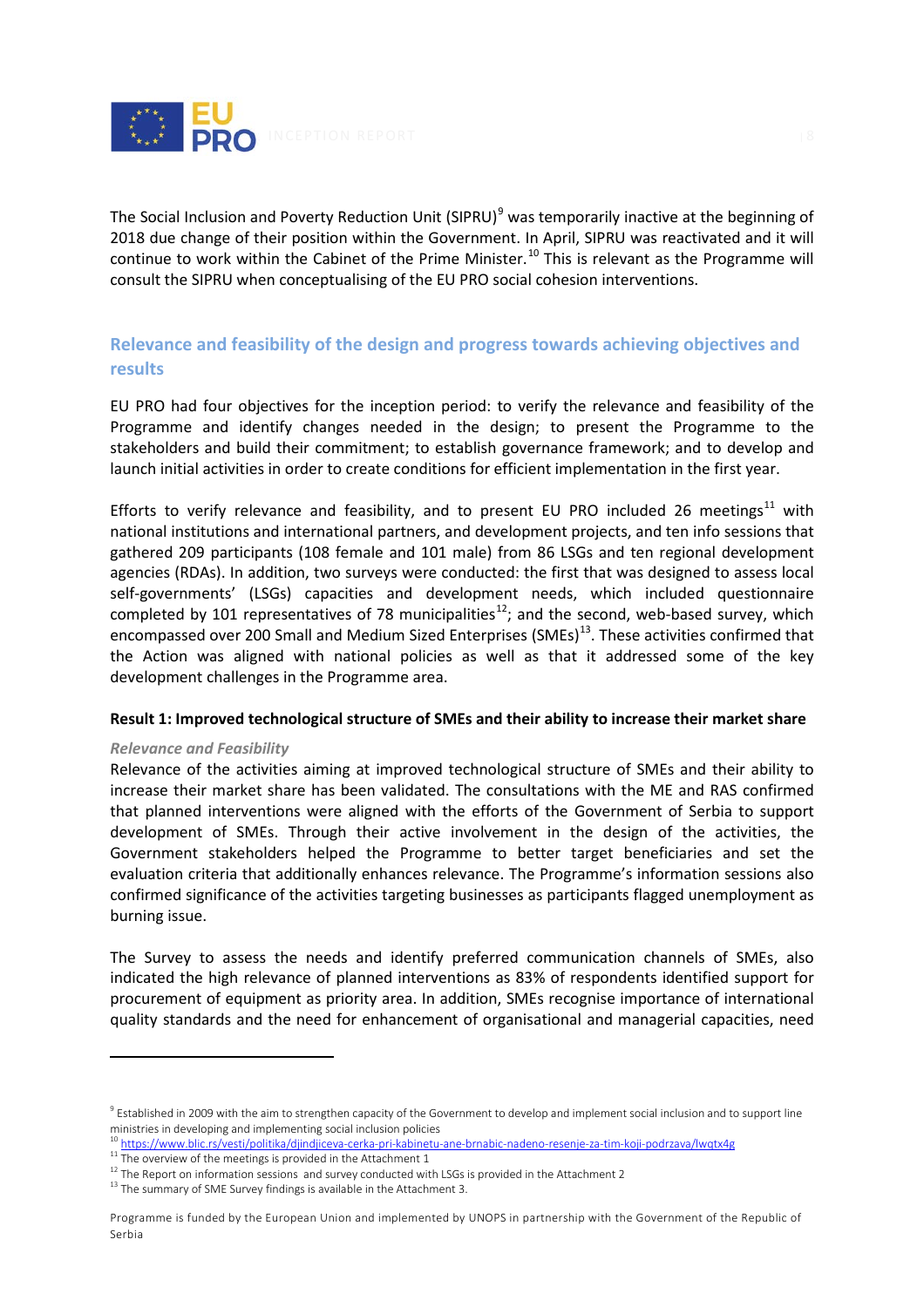The Social Inclusion and Poverty Reduction Unit (SIPRU)[9] was temporarily inactive at the beginning of 2018 due change of their position within the Government. In April, SIPRU was reactivated and it will continue to work within the Cabinet of the Prime Minister.[10] This is relevant as the Programme will consult the SIPRU when conceptualising of the EU PRO social cohesion interventions.

## Relevance and feasibility of the design and progress towards achieving objectives and results

EU PRO had four objectives for the inception period: to verify the relevance and feasibility of the Programme and identify changes needed in the design; to present the Programme to the stakeholders and build their commitment; to establish governance framework; and to develop and launch initial activities in order to create conditions for efficient implementation in the first year.

Efforts to verify relevance and feasibility, and to present EU PRO included 26 meetings[11] with national institutions and international partners, and development projects, and ten info sessions that gathered 209 participants (108 female and 101 male) from 86 LSGs and ten regional development agencies (RDAs). In addition, two surveys were conducted: the first that was designed to assess local self-governments' (LSGs) capacities and development needs, which included questionnaire completed by 101 representatives of 78 municipalities[12]; and the second, web-based survey, which encompassed over 200 Small and Medium Sized Enterprises (SMEs)[13]. These activities confirmed that the Action was aligned with national policies as well as that it addressed some of the key development challenges in the Programme area.

### Result 1: Improved technological structure of SMEs and their ability to increase their market share

*Relevance and Feasibility*

Relevance of the activities aiming at improved technological structure of SMEs and their ability to increase their market share has been validated. The consultations with the ME and RAS confirmed that planned interventions were aligned with the efforts of the Government of Serbia to support development of SMEs. Through their active involvement in the design of the activities, the Government stakeholders helped the Programme to better target beneficiaries and set the evaluation criteria that additionally enhances relevance. The Programme's information sessions also confirmed significance of the activities targeting businesses as participants flagged unemployment as burning issue.

The Survey to assess the needs and identify preferred communication channels of SMEs, also indicated the high relevance of planned interventions as 83% of respondents identified support for procurement of equipment as priority area. In addition, SMEs recognise importance of international quality standards and the need for enhancement of organisational and managerial capacities, need

---

[9] Established in 2009 with the aim to strengthen capacity of the Government to develop and implement social inclusion and to support line ministries in developing and implementing social inclusion policies

[10] https://www.blic.rs/vesti/politika/djindjiceva-cerka-pri-kabinetu-ane-brnabic-nadeno-resenje-za-tim-koji-podrzava/lwqtx4g

[11] The overview of the meetings is provided in the Attachment 1

[12] The Report on information sessions and survey conducted with LSGs is provided in the Attachment 2

[13] The summary of SME Survey findings is available in the Attachment 3.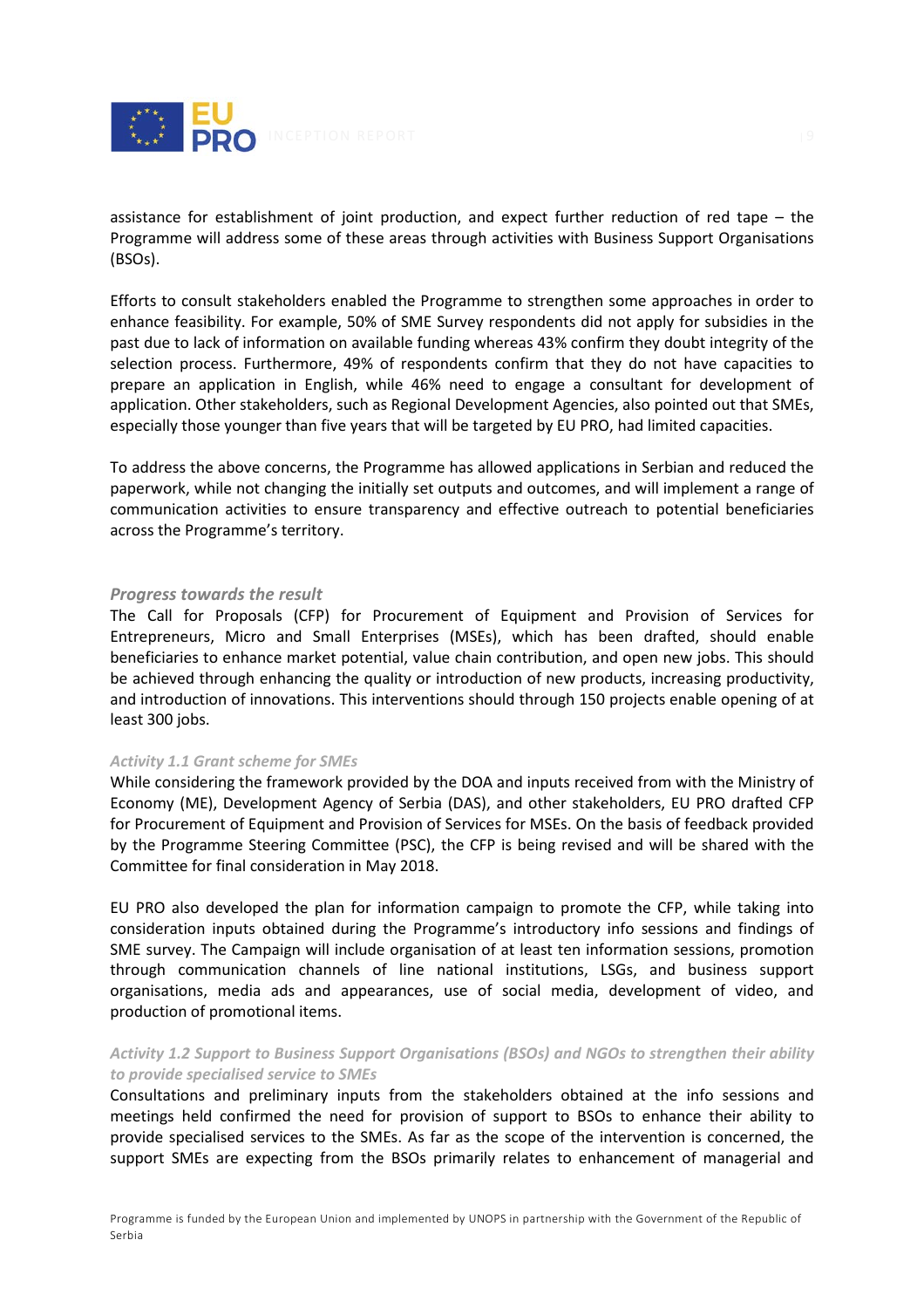assistance for establishment of joint production, and expect further reduction of red tape – the Programme will address some of these areas through activities with Business Support Organisations (BSOs).

Efforts to consult stakeholders enabled the Programme to strengthen some approaches in order to enhance feasibility. For example, 50% of SME Survey respondents did not apply for subsidies in the past due to lack of information on available funding whereas 43% confirm they doubt integrity of the selection process. Furthermore, 49% of respondents confirm that they do not have capacities to prepare an application in English, while 46% need to engage a consultant for development of application. Other stakeholders, such as Regional Development Agencies, also pointed out that SMEs, especially those younger than five years that will be targeted by EU PRO, had limited capacities.

To address the above concerns, the Programme has allowed applications in Serbian and reduced the paperwork, while not changing the initially set outputs and outcomes, and will implement a range of communication activities to ensure transparency and effective outreach to potential beneficiaries across the Programme's territory.

### *Progress towards the result*

The Call for Proposals (CFP) for Procurement of Equipment and Provision of Services for Entrepreneurs, Micro and Small Enterprises (MSEs), which has been drafted, should enable beneficiaries to enhance market potential, value chain contribution, and open new jobs. This should be achieved through enhancing the quality or introduction of new products, increasing productivity, and introduction of innovations. This interventions should through 150 projects enable opening of at least 300 jobs.

#### *Activity 1.1 Grant scheme for SMEs*

While considering the framework provided by the DOA and inputs received from with the Ministry of Economy (ME), Development Agency of Serbia (DAS), and other stakeholders, EU PRO drafted CFP for Procurement of Equipment and Provision of Services for MSEs. On the basis of feedback provided by the Programme Steering Committee (PSC), the CFP is being revised and will be shared with the Committee for final consideration in May 2018.

EU PRO also developed the plan for information campaign to promote the CFP, while taking into consideration inputs obtained during the Programme's introductory info sessions and findings of SME survey. The Campaign will include organisation of at least ten information sessions, promotion through communication channels of line national institutions, LSGs, and business support organisations, media ads and appearances, use of social media, development of video, and production of promotional items.

#### *Activity 1.2 Support to Business Support Organisations (BSOs) and NGOs to strengthen their ability to provide specialised service to SMEs*

Consultations and preliminary inputs from the stakeholders obtained at the info sessions and meetings held confirmed the need for provision of support to BSOs to enhance their ability to provide specialised services to the SMEs. As far as the scope of the intervention is concerned, the support SMEs are expecting from the BSOs primarily relates to enhancement of managerial and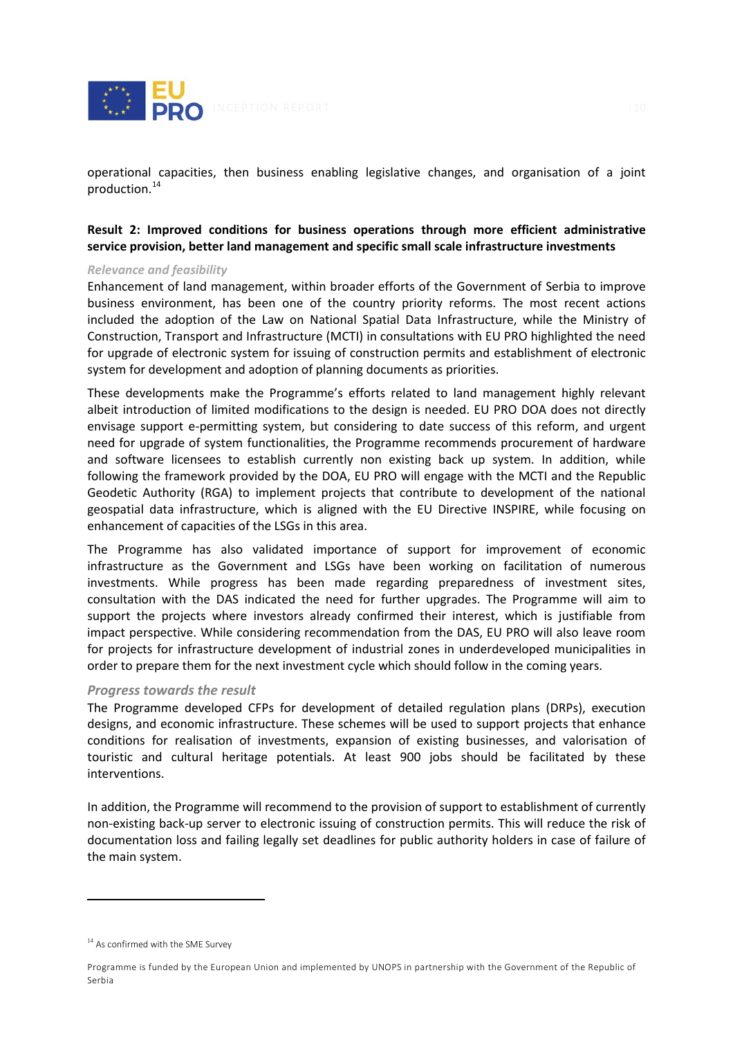operational capacities, then business enabling legislative changes, and organisation of a joint production.[14]

**Result 2: Improved conditions for business operations through more efficient administrative service provision, better land management and specific small scale infrastructure investments**

*Relevance and feasibility*

Enhancement of land management, within broader efforts of the Government of Serbia to improve business environment, has been one of the country priority reforms. The most recent actions included the adoption of the Law on National Spatial Data Infrastructure, while the Ministry of Construction, Transport and Infrastructure (MCTI) in consultations with EU PRO highlighted the need for upgrade of electronic system for issuing of construction permits and establishment of electronic system for development and adoption of planning documents as priorities.

These developments make the Programme's efforts related to land management highly relevant albeit introduction of limited modifications to the design is needed. EU PRO DOA does not directly envisage support e-permitting system, but considering to date success of this reform, and urgent need for upgrade of system functionalities, the Programme recommends procurement of hardware and software licensees to establish currently non existing back up system. In addition, while following the framework provided by the DOA, EU PRO will engage with the MCTI and the Republic Geodetic Authority (RGA) to implement projects that contribute to development of the national geospatial data infrastructure, which is aligned with the EU Directive INSPIRE, while focusing on enhancement of capacities of the LSGs in this area.

The Programme has also validated importance of support for improvement of economic infrastructure as the Government and LSGs have been working on facilitation of numerous investments. While progress has been made regarding preparedness of investment sites, consultation with the DAS indicated the need for further upgrades. The Programme will aim to support the projects where investors already confirmed their interest, which is justifiable from impact perspective. While considering recommendation from the DAS, EU PRO will also leave room for projects for infrastructure development of industrial zones in underdeveloped municipalities in order to prepare them for the next investment cycle which should follow in the coming years.

*Progress towards the result*

The Programme developed CFPs for development of detailed regulation plans (DRPs), execution designs, and economic infrastructure. These schemes will be used to support projects that enhance conditions for realisation of investments, expansion of existing businesses, and valorisation of touristic and cultural heritage potentials. At least 900 jobs should be facilitated by these interventions.

In addition, the Programme will recommend to the provision of support to establishment of currently non-existing back-up server to electronic issuing of construction permits. This will reduce the risk of documentation loss and failing legally set deadlines for public authority holders in case of failure of the main system.

---

[14] As confirmed with the SME Survey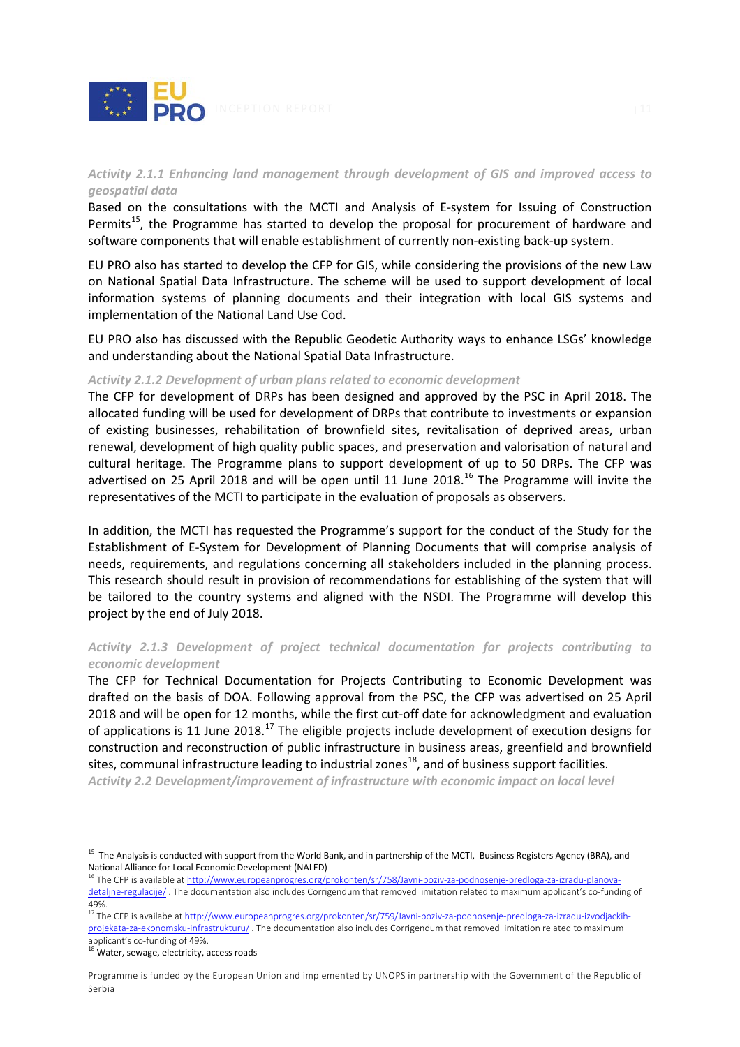*Activity 2.1.1 Enhancing land management through development of GIS and improved access to geospatial data*

Based on the consultations with the MCTI and Analysis of E-system for Issuing of Construction Permits[15], the Programme has started to develop the proposal for procurement of hardware and software components that will enable establishment of currently non-existing back-up system.

EU PRO also has started to develop the CFP for GIS, while considering the provisions of the new Law on National Spatial Data Infrastructure. The scheme will be used to support development of local information systems of planning documents and their integration with local GIS systems and implementation of the National Land Use Cod.

EU PRO also has discussed with the Republic Geodetic Authority ways to enhance LSGs' knowledge and understanding about the National Spatial Data Infrastructure.

*Activity 2.1.2 Development of urban plans related to economic development*

The CFP for development of DRPs has been designed and approved by the PSC in April 2018. The allocated funding will be used for development of DRPs that contribute to investments or expansion of existing businesses, rehabilitation of brownfield sites, revitalisation of deprived areas, urban renewal, development of high quality public spaces, and preservation and valorisation of natural and cultural heritage. The Programme plans to support development of up to 50 DRPs. The CFP was advertised on 25 April 2018 and will be open until 11 June 2018.[16] The Programme will invite the representatives of the MCTI to participate in the evaluation of proposals as observers.

In addition, the MCTI has requested the Programme's support for the conduct of the Study for the Establishment of E-System for Development of Planning Documents that will comprise analysis of needs, requirements, and regulations concerning all stakeholders included in the planning process. This research should result in provision of recommendations for establishing of the system that will be tailored to the country systems and aligned with the NSDI. The Programme will develop this project by the end of July 2018.

*Activity 2.1.3 Development of project technical documentation for projects contributing to economic development*

The CFP for Technical Documentation for Projects Contributing to Economic Development was drafted on the basis of DOA. Following approval from the PSC, the CFP was advertised on 25 April 2018 and will be open for 12 months, while the first cut-off date for acknowledgment and evaluation of applications is 11 June 2018.[17] The eligible projects include development of execution designs for construction and reconstruction of public infrastructure in business areas, greenfield and brownfield sites, communal infrastructure leading to industrial zones[18], and of business support facilities.

*Activity 2.2 Development/improvement of infrastructure with economic impact on local level*

---

[15] The Analysis is conducted with support from the World Bank, and in partnership of the MCTI, Business Registers Agency (BRA), and National Alliance for Local Economic Development (NALED)

[16] The CFP is available at http://www.europeanprogres.org/prokonten/sr/758/Javni-poziv-za-podnosenje-predloga-za-izradu-planova-detaljne-regulacije/ . The documentation also includes Corrigendum that removed limitation related to maximum applicant's co-funding of 49%.

[17] The CFP is availabe at http://www.europeanprogres.org/prokonten/sr/759/Javni-poziv-za-podnosenje-predloga-za-izradu-izvodjackih-projekata-za-ekonomsku-infrastrukturu/ . The documentation also includes Corrigendum that removed limitation related to maximum applicant's co-funding of 49%.

[18] Water, sewage, electricity, access roads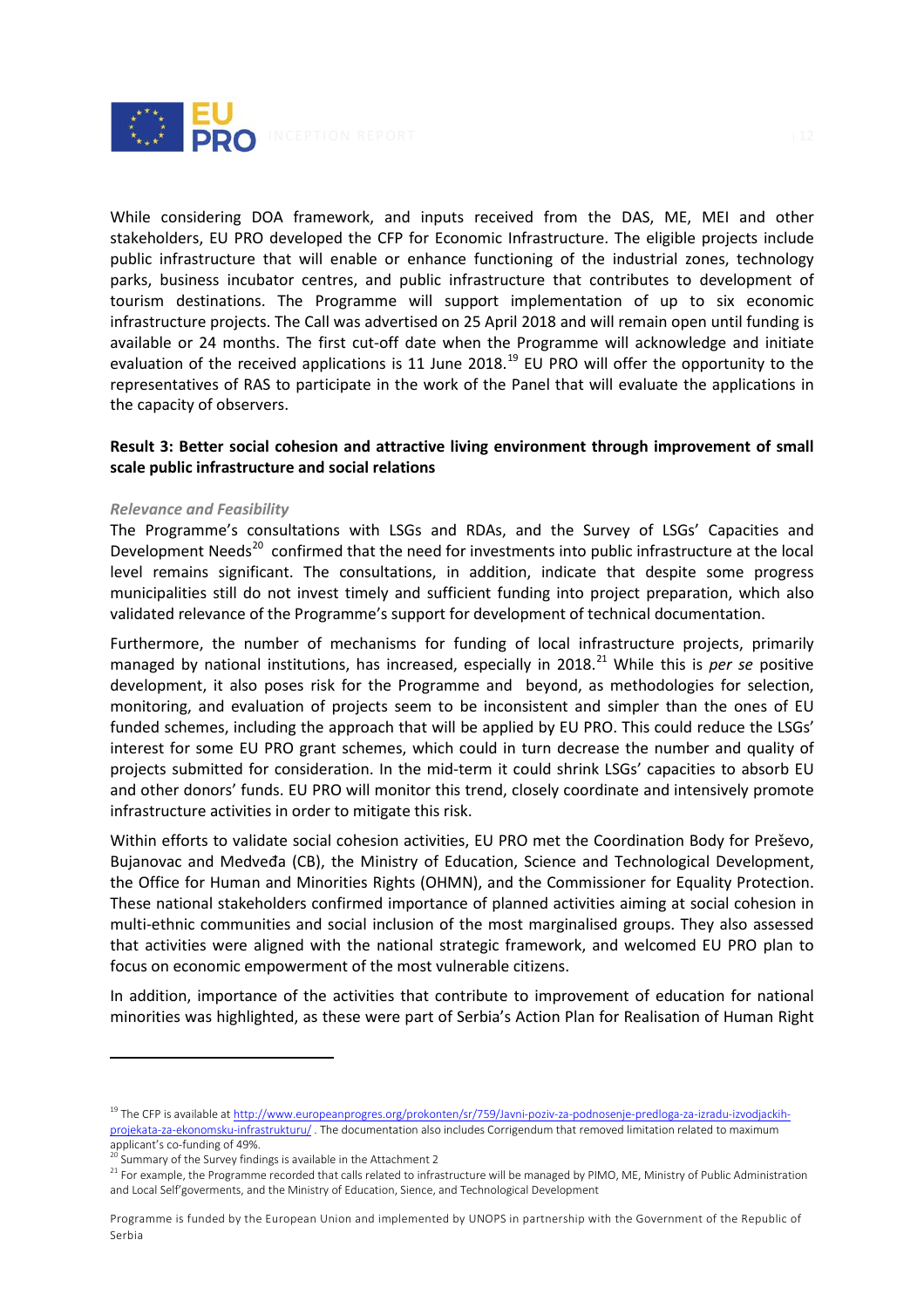While considering DOA framework, and inputs received from the DAS, ME, MEI and other stakeholders, EU PRO developed the CFP for Economic Infrastructure. The eligible projects include public infrastructure that will enable or enhance functioning of the industrial zones, technology parks, business incubator centres, and public infrastructure that contributes to development of tourism destinations. The Programme will support implementation of up to six economic infrastructure projects. The Call was advertised on 25 April 2018 and will remain open until funding is available or 24 months. The first cut-off date when the Programme will acknowledge and initiate evaluation of the received applications is 11 June 2018.[19] EU PRO will offer the opportunity to the representatives of RAS to participate in the work of the Panel that will evaluate the applications in the capacity of observers.

**Result 3: Better social cohesion and attractive living environment through improvement of small scale public infrastructure and social relations**

*Relevance and Feasibility*

The Programme's consultations with LSGs and RDAs, and the Survey of LSGs' Capacities and Development Needs[20] confirmed that the need for investments into public infrastructure at the local level remains significant. The consultations, in addition, indicate that despite some progress municipalities still do not invest timely and sufficient funding into project preparation, which also validated relevance of the Programme's support for development of technical documentation.

Furthermore, the number of mechanisms for funding of local infrastructure projects, primarily managed by national institutions, has increased, especially in 2018.[21] While this is *per se* positive development, it also poses risk for the Programme and beyond, as methodologies for selection, monitoring, and evaluation of projects seem to be inconsistent and simpler than the ones of EU funded schemes, including the approach that will be applied by EU PRO. This could reduce the LSGs' interest for some EU PRO grant schemes, which could in turn decrease the number and quality of projects submitted for consideration. In the mid-term it could shrink LSGs' capacities to absorb EU and other donors' funds. EU PRO will monitor this trend, closely coordinate and intensively promote infrastructure activities in order to mitigate this risk.

Within efforts to validate social cohesion activities, EU PRO met the Coordination Body for Preševo, Bujanovac and Medveđa (CB), the Ministry of Education, Science and Technological Development, the Office for Human and Minorities Rights (OHMN), and the Commissioner for Equality Protection. These national stakeholders confirmed importance of planned activities aiming at social cohesion in multi-ethnic communities and social inclusion of the most marginalised groups. They also assessed that activities were aligned with the national strategic framework, and welcomed EU PRO plan to focus on economic empowerment of the most vulnerable citizens.

In addition, importance of the activities that contribute to improvement of education for national minorities was highlighted, as these were part of Serbia's Action Plan for Realisation of Human Right

---

[19] The CFP is available at http://www.europeanprogres.org/prokonten/sr/759/Javni-poziv-za-podnosenje-predloga-za-izradu-izvodjackih-projekata-za-ekonomsku-infrastrukturu/ . The documentation also includes Corrigendum that removed limitation related to maximum applicant's co-funding of 49%.

[20] Summary of the Survey findings is available in the Attachment 2

[21] For example, the Programme recorded that calls related to infrastructure will be managed by PIMO, ME, Ministry of Public Administration and Local Self'goverments, and the Ministry of Education, Sience, and Technological Development

Programme is funded by the European Union and implemented by UNOPS in partnership with the Government of the Republic of Serbia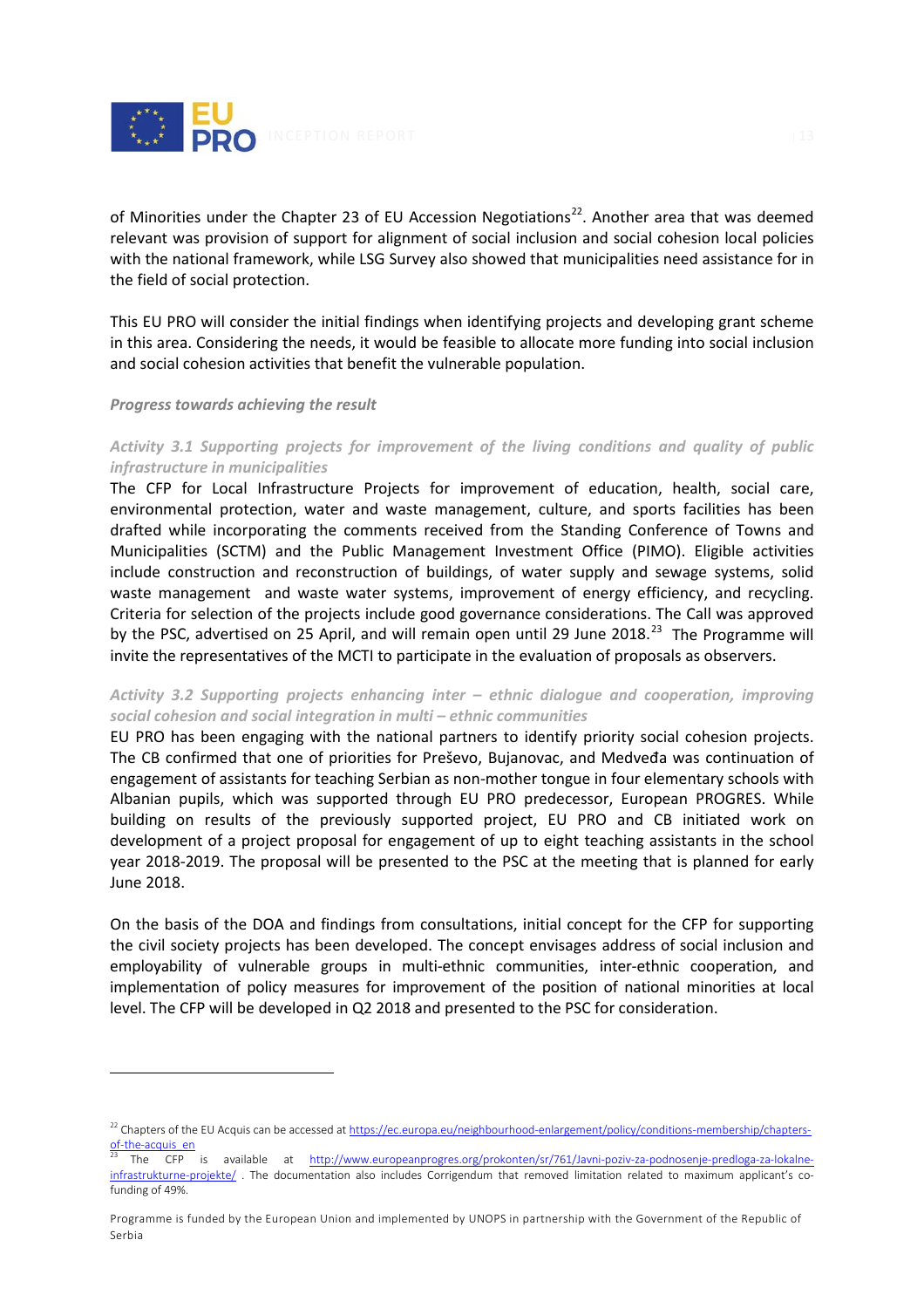of Minorities under the Chapter 23 of EU Accession Negotiations[22]. Another area that was deemed relevant was provision of support for alignment of social inclusion and social cohesion local policies with the national framework, while LSG Survey also showed that municipalities need assistance for in the field of social protection.

This EU PRO will consider the initial findings when identifying projects and developing grant scheme in this area. Considering the needs, it would be feasible to allocate more funding into social inclusion and social cohesion activities that benefit the vulnerable population.

***Progress towards achieving the result***

***Activity 3.1 Supporting projects for improvement of the living conditions and quality of public infrastructure in municipalities***

The CFP for Local Infrastructure Projects for improvement of education, health, social care, environmental protection, water and waste management, culture, and sports facilities has been drafted while incorporating the comments received from the Standing Conference of Towns and Municipalities (SCTM) and the Public Management Investment Office (PIMO). Eligible activities include construction and reconstruction of buildings, of water supply and sewage systems, solid waste management and waste water systems, improvement of energy efficiency, and recycling. Criteria for selection of the projects include good governance considerations. The Call was approved by the PSC, advertised on 25 April, and will remain open until 29 June 2018.[23] The Programme will invite the representatives of the MCTI to participate in the evaluation of proposals as observers.

***Activity 3.2 Supporting projects enhancing inter – ethnic dialogue and cooperation, improving social cohesion and social integration in multi – ethnic communities***

EU PRO has been engaging with the national partners to identify priority social cohesion projects. The CB confirmed that one of priorities for Preševo, Bujanovac, and Medveđa was continuation of engagement of assistants for teaching Serbian as non-mother tongue in four elementary schools with Albanian pupils, which was supported through EU PRO predecessor, European PROGRES. While building on results of the previously supported project, EU PRO and CB initiated work on development of a project proposal for engagement of up to eight teaching assistants in the school year 2018-2019. The proposal will be presented to the PSC at the meeting that is planned for early June 2018.

On the basis of the DOA and findings from consultations, initial concept for the CFP for supporting the civil society projects has been developed. The concept envisages address of social inclusion and employability of vulnerable groups in multi-ethnic communities, inter-ethnic cooperation, and implementation of policy measures for improvement of the position of national minorities at local level. The CFP will be developed in Q2 2018 and presented to the PSC for consideration.

---

[22] Chapters of the EU Acquis can be accessed at https://ec.europa.eu/neighbourhood-enlargement/policy/conditions-membership/chapters-of-the-acquis_en

[23] The CFP is available at http://www.europeanprogres.org/prokonten/sr/761/Javni-poziv-za-podnosenje-predloga-za-lokalne-infrastrukturne-projekte/ . The documentation also includes Corrigendum that removed limitation related to maximum applicant's co-funding of 49%.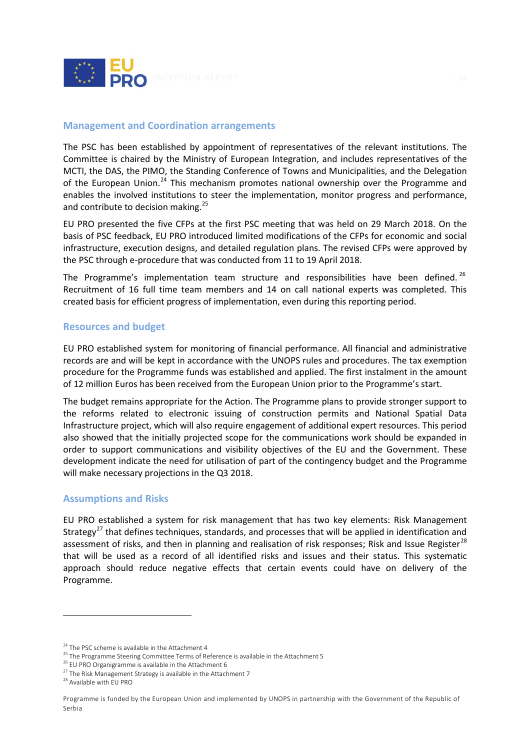## Management and Coordination arrangements

The PSC has been established by appointment of representatives of the relevant institutions. The Committee is chaired by the Ministry of European Integration, and includes representatives of the MCTI, the DAS, the PIMO, the Standing Conference of Towns and Municipalities, and the Delegation of the European Union.[24] This mechanism promotes national ownership over the Programme and enables the involved institutions to steer the implementation, monitor progress and performance, and contribute to decision making.[25]

EU PRO presented the five CFPs at the first PSC meeting that was held on 29 March 2018. On the basis of PSC feedback, EU PRO introduced limited modifications of the CFPs for economic and social infrastructure, execution designs, and detailed regulation plans. The revised CFPs were approved by the PSC through e-procedure that was conducted from 11 to 19 April 2018.

The Programme's implementation team structure and responsibilities have been defined.[26] Recruitment of 16 full time team members and 14 on call national experts was completed. This created basis for efficient progress of implementation, even during this reporting period.

## Resources and budget

EU PRO established system for monitoring of financial performance. All financial and administrative records are and will be kept in accordance with the UNOPS rules and procedures. The tax exemption procedure for the Programme funds was established and applied. The first instalment in the amount of 12 million Euros has been received from the European Union prior to the Programme's start.

The budget remains appropriate for the Action. The Programme plans to provide stronger support to the reforms related to electronic issuing of construction permits and National Spatial Data Infrastructure project, which will also require engagement of additional expert resources. This period also showed that the initially projected scope for the communications work should be expanded in order to support communications and visibility objectives of the EU and the Government. These development indicate the need for utilisation of part of the contingency budget and the Programme will make necessary projections in the Q3 2018.

## Assumptions and Risks

EU PRO established a system for risk management that has two key elements: Risk Management Strategy[27] that defines techniques, standards, and processes that will be applied in identification and assessment of risks, and then in planning and realisation of risk responses; Risk and Issue Register[28] that will be used as a record of all identified risks and issues and their status. This systematic approach should reduce negative effects that certain events could have on delivery of the Programme.

---

[24] The PSC scheme is available in the Attachment 4

[25] The Programme Steering Committee Terms of Reference is available in the Attachment 5

[26] EU PRO Organigramme is available in the Attachment 6

[27] The Risk Management Strategy is available in the Attachment 7

[28] Available with EU PRO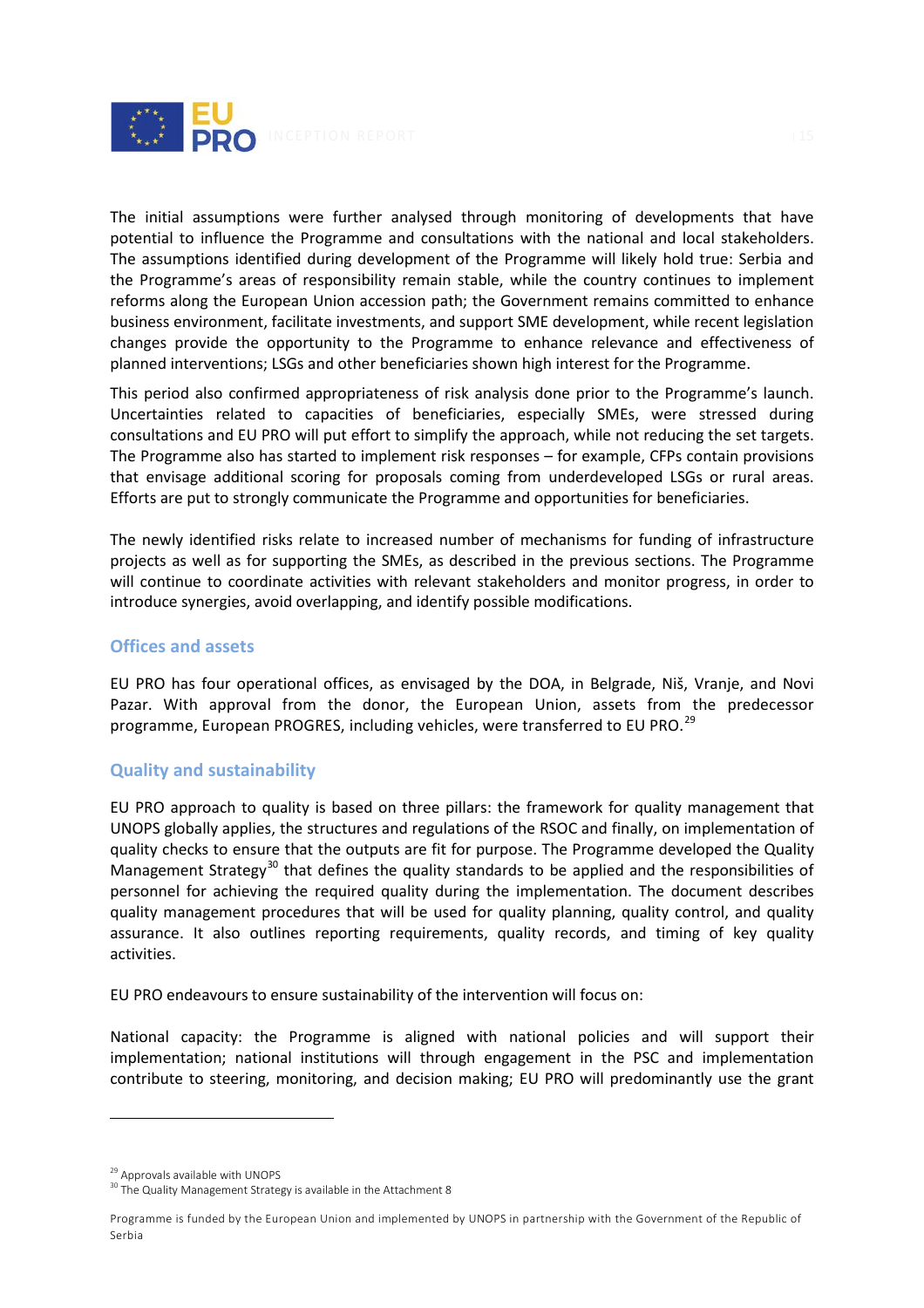The initial assumptions were further analysed through monitoring of developments that have potential to influence the Programme and consultations with the national and local stakeholders. The assumptions identified during development of the Programme will likely hold true: Serbia and the Programme's areas of responsibility remain stable, while the country continues to implement reforms along the European Union accession path; the Government remains committed to enhance business environment, facilitate investments, and support SME development, while recent legislation changes provide the opportunity to the Programme to enhance relevance and effectiveness of planned interventions; LSGs and other beneficiaries shown high interest for the Programme.

This period also confirmed appropriateness of risk analysis done prior to the Programme's launch. Uncertainties related to capacities of beneficiaries, especially SMEs, were stressed during consultations and EU PRO will put effort to simplify the approach, while not reducing the set targets. The Programme also has started to implement risk responses – for example, CFPs contain provisions that envisage additional scoring for proposals coming from underdeveloped LSGs or rural areas. Efforts are put to strongly communicate the Programme and opportunities for beneficiaries.

The newly identified risks relate to increased number of mechanisms for funding of infrastructure projects as well as for supporting the SMEs, as described in the previous sections. The Programme will continue to coordinate activities with relevant stakeholders and monitor progress, in order to introduce synergies, avoid overlapping, and identify possible modifications.

## Offices and assets

EU PRO has four operational offices, as envisaged by the DOA, in Belgrade, Niš, Vranje, and Novi Pazar. With approval from the donor, the European Union, assets from the predecessor programme, European PROGRES, including vehicles, were transferred to EU PRO.[29]

## Quality and sustainability

EU PRO approach to quality is based on three pillars: the framework for quality management that UNOPS globally applies, the structures and regulations of the RSOC and finally, on implementation of quality checks to ensure that the outputs are fit for purpose. The Programme developed the Quality Management Strategy[30] that defines the quality standards to be applied and the responsibilities of personnel for achieving the required quality during the implementation. The document describes quality management procedures that will be used for quality planning, quality control, and quality assurance. It also outlines reporting requirements, quality records, and timing of key quality activities.

EU PRO endeavours to ensure sustainability of the intervention will focus on:

National capacity: the Programme is aligned with national policies and will support their implementation; national institutions will through engagement in the PSC and implementation contribute to steering, monitoring, and decision making; EU PRO will predominantly use the grant

[29] Approvals available with UNOPS

[30] The Quality Management Strategy is available in the Attachment 8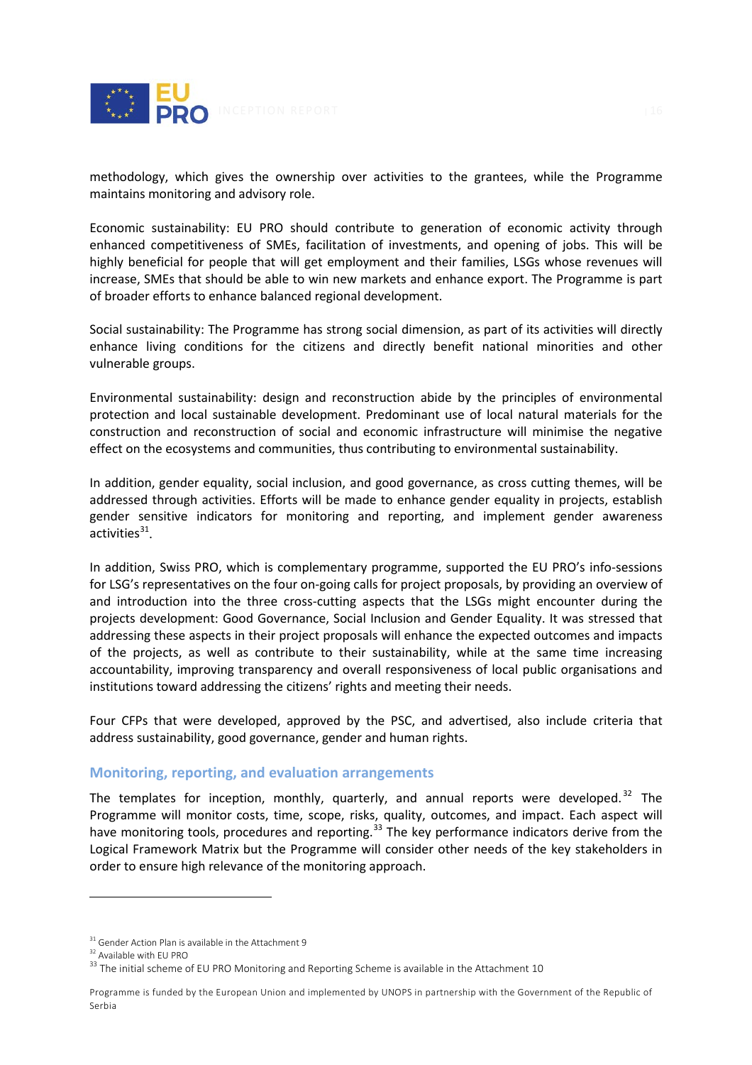methodology, which gives the ownership over activities to the grantees, while the Programme maintains monitoring and advisory role.

Economic sustainability: EU PRO should contribute to generation of economic activity through enhanced competitiveness of SMEs, facilitation of investments, and opening of jobs. This will be highly beneficial for people that will get employment and their families, LSGs whose revenues will increase, SMEs that should be able to win new markets and enhance export. The Programme is part of broader efforts to enhance balanced regional development.

Social sustainability: The Programme has strong social dimension, as part of its activities will directly enhance living conditions for the citizens and directly benefit national minorities and other vulnerable groups.

Environmental sustainability: design and reconstruction abide by the principles of environmental protection and local sustainable development. Predominant use of local natural materials for the construction and reconstruction of social and economic infrastructure will minimise the negative effect on the ecosystems and communities, thus contributing to environmental sustainability.

In addition, gender equality, social inclusion, and good governance, as cross cutting themes, will be addressed through activities. Efforts will be made to enhance gender equality in projects, establish gender sensitive indicators for monitoring and reporting, and implement gender awareness activities[31].

In addition, Swiss PRO, which is complementary programme, supported the EU PRO's info-sessions for LSG's representatives on the four on-going calls for project proposals, by providing an overview of and introduction into the three cross-cutting aspects that the LSGs might encounter during the projects development: Good Governance, Social Inclusion and Gender Equality. It was stressed that addressing these aspects in their project proposals will enhance the expected outcomes and impacts of the projects, as well as contribute to their sustainability, while at the same time increasing accountability, improving transparency and overall responsiveness of local public organisations and institutions toward addressing the citizens' rights and meeting their needs.

Four CFPs that were developed, approved by the PSC, and advertised, also include criteria that address sustainability, good governance, gender and human rights.

### Monitoring, reporting, and evaluation arrangements

The templates for inception, monthly, quarterly, and annual reports were developed.[32] The Programme will monitor costs, time, scope, risks, quality, outcomes, and impact. Each aspect will have monitoring tools, procedures and reporting.[33] The key performance indicators derive from the Logical Framework Matrix but the Programme will consider other needs of the key stakeholders in order to ensure high relevance of the monitoring approach.

[31] Gender Action Plan is available in the Attachment 9

[32] Available with EU PRO

[33] The initial scheme of EU PRO Monitoring and Reporting Scheme is available in the Attachment 10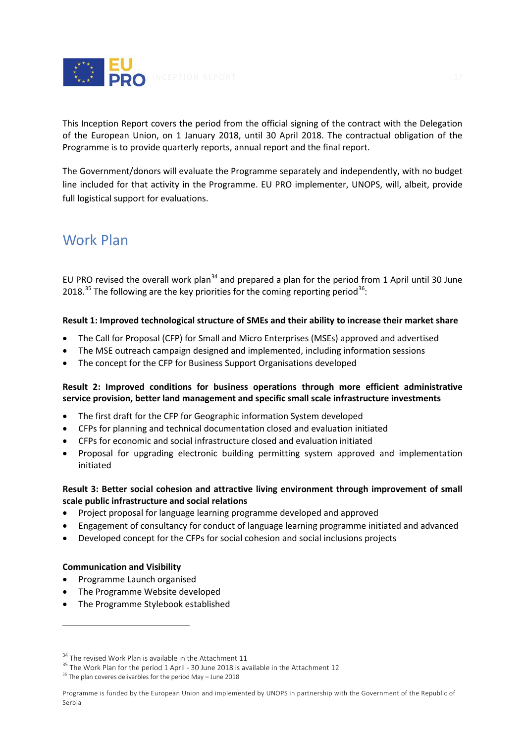This Inception Report covers the period from the official signing of the contract with the Delegation of the European Union, on 1 January 2018, until 30 April 2018. The contractual obligation of the Programme is to provide quarterly reports, annual report and the final report.

The Government/donors will evaluate the Programme separately and independently, with no budget line included for that activity in the Programme. EU PRO implementer, UNOPS, will, albeit, provide full logistical support for evaluations.

## Work Plan

EU PRO revised the overall work plan[34] and prepared a plan for the period from 1 April until 30 June 2018.[35] The following are the key priorities for the coming reporting period[36]:

**Result 1: Improved technological structure of SMEs and their ability to increase their market share**

- The Call for Proposal (CFP) for Small and Micro Enterprises (MSEs) approved and advertised
- The MSE outreach campaign designed and implemented, including information sessions
- The concept for the CFP for Business Support Organisations developed

**Result 2: Improved conditions for business operations through more efficient administrative service provision, better land management and specific small scale infrastructure investments**

- The first draft for the CFP for Geographic information System developed
- CFPs for planning and technical documentation closed and evaluation initiated
- CFPs for economic and social infrastructure closed and evaluation initiated
- Proposal for upgrading electronic building permitting system approved and implementation initiated

**Result 3: Better social cohesion and attractive living environment through improvement of small scale public infrastructure and social relations**

- Project proposal for language learning programme developed and approved
- Engagement of consultancy for conduct of language learning programme initiated and advanced
- Developed concept for the CFPs for social cohesion and social inclusions projects

**Communication and Visibility**

- Programme Launch organised
- The Programme Website developed
- The Programme Stylebook established

---

[34] The revised Work Plan is available in the Attachment 11

[35] The Work Plan for the period 1 April - 30 June 2018 is available in the Attachment 12

[36] The plan coveres delivarbles for the period May – June 2018

Programme is funded by the European Union and implemented by UNOPS in partnership with the Government of the Republic of Serbia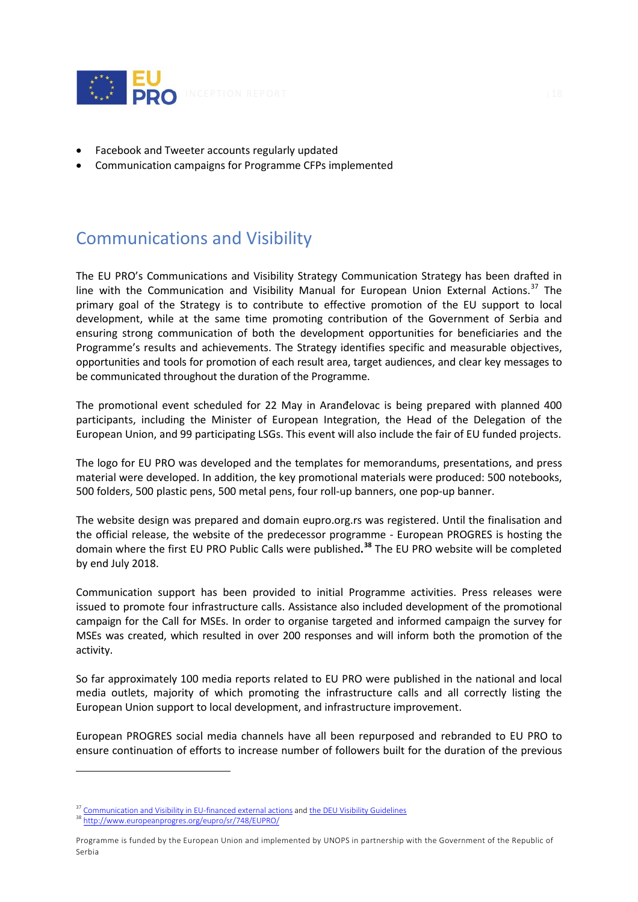- Facebook and Tweeter accounts regularly updated
- Communication campaigns for Programme CFPs implemented

## Communications and Visibility

The EU PRO's Communications and Visibility Strategy Communication Strategy has been drafted in line with the Communication and Visibility Manual for European Union External Actions.[37] The primary goal of the Strategy is to contribute to effective promotion of the EU support to local development, while at the same time promoting contribution of the Government of Serbia and ensuring strong communication of both the development opportunities for beneficiaries and the Programme's results and achievements. The Strategy identifies specific and measurable objectives, opportunities and tools for promotion of each result area, target audiences, and clear key messages to be communicated throughout the duration of the Programme.

The promotional event scheduled for 22 May in Aranđelovac is being prepared with planned 400 participants, including the Minister of European Integration, the Head of the Delegation of the European Union, and 99 participating LSGs. This event will also include the fair of EU funded projects.

The logo for EU PRO was developed and the templates for memorandums, presentations, and press material were developed. In addition, the key promotional materials were produced: 500 notebooks, 500 folders, 500 plastic pens, 500 metal pens, four roll-up banners, one pop-up banner.

The website design was prepared and domain eupro.org.rs was registered. Until the finalisation and the official release, the website of the predecessor programme - European PROGRES is hosting the domain where the first EU PRO Public Calls were published.[38] The EU PRO website will be completed by end July 2018.

Communication support has been provided to initial Programme activities. Press releases were issued to promote four infrastructure calls. Assistance also included development of the promotional campaign for the Call for MSEs. In order to organise targeted and informed campaign the survey for MSEs was created, which resulted in over 200 responses and will inform both the promotion of the activity.

So far approximately 100 media reports related to EU PRO were published in the national and local media outlets, majority of which promoting the infrastructure calls and all correctly listing the European Union support to local development, and infrastructure improvement.

European PROGRES social media channels have all been repurposed and rebranded to EU PRO to ensure continuation of efforts to increase number of followers built for the duration of the previous

---

[37] Communication and Visibility in EU-financed external actions and the DEU Visibility Guidelines

[38] http://www.europeanprogres.org/eupro/sr/748/EUPRO/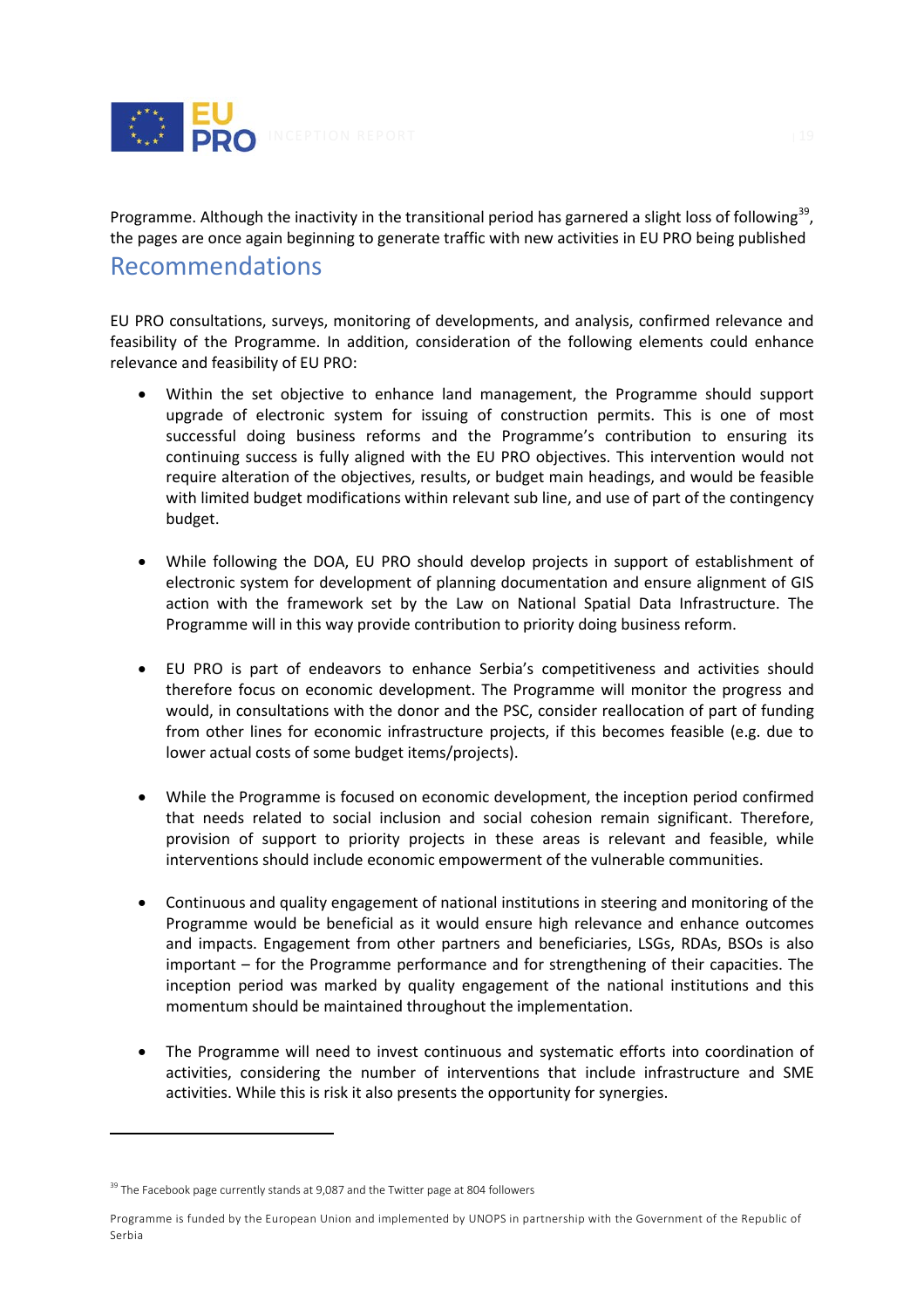Programme. Although the inactivity in the transitional period has garnered a slight loss of following[39], the pages are once again beginning to generate traffic with new activities in EU PRO being published

## Recommendations

EU PRO consultations, surveys, monitoring of developments, and analysis, confirmed relevance and feasibility of the Programme. In addition, consideration of the following elements could enhance relevance and feasibility of EU PRO:

- Within the set objective to enhance land management, the Programme should support upgrade of electronic system for issuing of construction permits. This is one of most successful doing business reforms and the Programme's contribution to ensuring its continuing success is fully aligned with the EU PRO objectives. This intervention would not require alteration of the objectives, results, or budget main headings, and would be feasible with limited budget modifications within relevant sub line, and use of part of the contingency budget.

- While following the DOA, EU PRO should develop projects in support of establishment of electronic system for development of planning documentation and ensure alignment of GIS action with the framework set by the Law on National Spatial Data Infrastructure. The Programme will in this way provide contribution to priority doing business reform.

- EU PRO is part of endeavors to enhance Serbia's competitiveness and activities should therefore focus on economic development. The Programme will monitor the progress and would, in consultations with the donor and the PSC, consider reallocation of part of funding from other lines for economic infrastructure projects, if this becomes feasible (e.g. due to lower actual costs of some budget items/projects).

- While the Programme is focused on economic development, the inception period confirmed that needs related to social inclusion and social cohesion remain significant. Therefore, provision of support to priority projects in these areas is relevant and feasible, while interventions should include economic empowerment of the vulnerable communities.

- Continuous and quality engagement of national institutions in steering and monitoring of the Programme would be beneficial as it would ensure high relevance and enhance outcomes and impacts. Engagement from other partners and beneficiaries, LSGs, RDAs, BSOs is also important – for the Programme performance and for strengthening of their capacities. The inception period was marked by quality engagement of the national institutions and this momentum should be maintained throughout the implementation.

- The Programme will need to invest continuous and systematic efforts into coordination of activities, considering the number of interventions that include infrastructure and SME activities. While this is risk it also presents the opportunity for synergies.

[39] The Facebook page currently stands at 9,087 and the Twitter page at 804 followers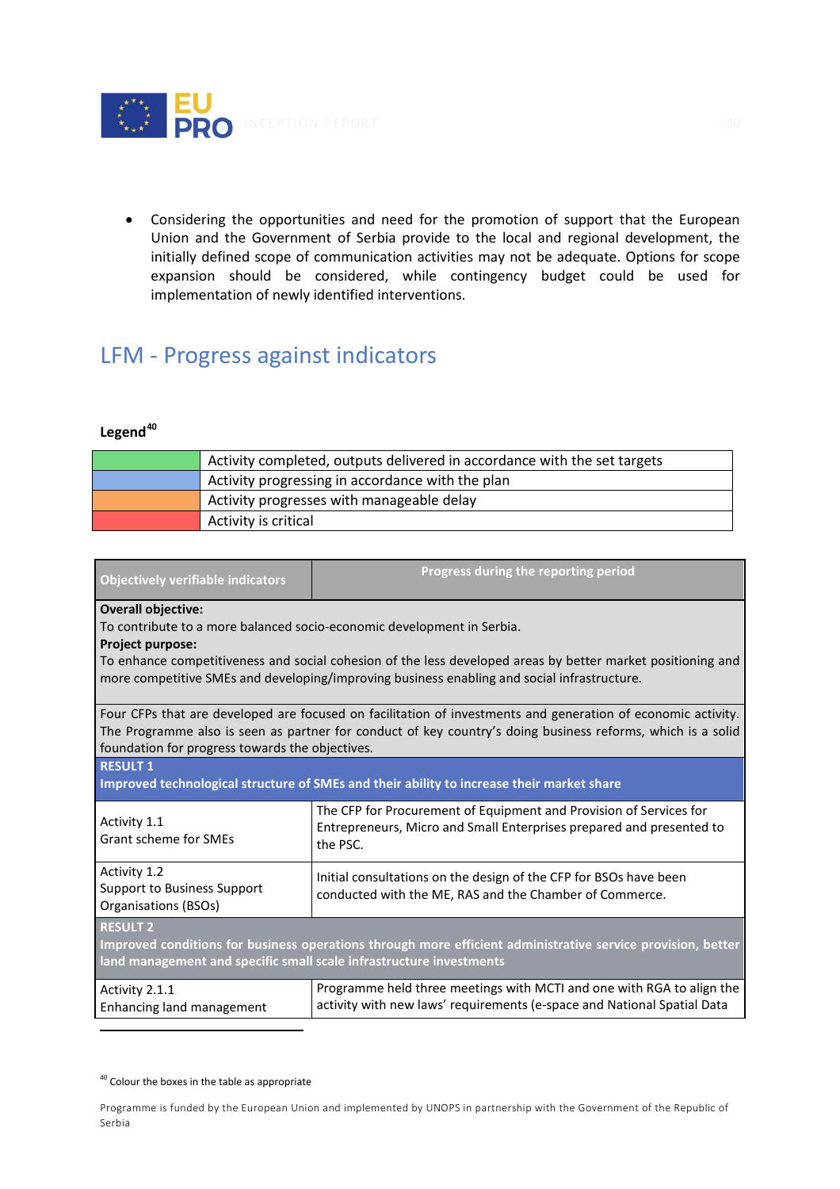- Considering the opportunities and need for the promotion of support that the European Union and the Government of Serbia provide to the local and regional development, the initially defined scope of communication activities may not be adequate. Options for scope expansion should be considered, while contingency budget could be used for implementation of newly identified interventions.

## LFM - Progress against indicators

**Legend**[40]

| | |
|---|---|
| | Activity completed, outputs delivered in accordance with the set targets |
| | Activity progressing in accordance with the plan |
| | Activity progresses with manageable delay |
| | Activity is critical |

| Objectively verifiable indicators | Progress during the reporting period |
|---|---|
| **Overall objective:** To contribute to a more balanced socio-economic development in Serbia. **Project purpose:** To enhance competitiveness and social cohesion of the less developed areas by better market positioning and more competitive SMEs and developing/improving business enabling and social infrastructure. | |
| Four CFPs that are developed are focused on facilitation of investments and generation of economic activity. The Programme also is seen as partner for conduct of key country's doing business reforms, which is a solid foundation for progress towards the objectives. | |
| **RESULT 1** **Improved technological structure of SMEs and their ability to increase their market share** | |
| Activity 1.1 Grant scheme for SMEs | The CFP for Procurement of Equipment and Provision of Services for Entrepreneurs, Micro and Small Enterprises prepared and presented to the PSC. |
| Activity 1.2 Support to Business Support Organisations (BSOs) | Initial consultations on the design of the CFP for BSOs have been conducted with the ME, RAS and the Chamber of Commerce. |
| **RESULT 2** **Improved conditions for business operations through more efficient administrative service provision, better land management and specific small scale infrastructure investments** | |
| Activity 2.1.1 Enhancing land management | Programme held three meetings with MCTI and one with RGA to align the activity with new laws' requirements (e-space and National Spatial Data |

[40] Colour the boxes in the table as appropriate

Programme is funded by the European Union and implemented by UNOPS in partnership with the Government of the Republic of Serbia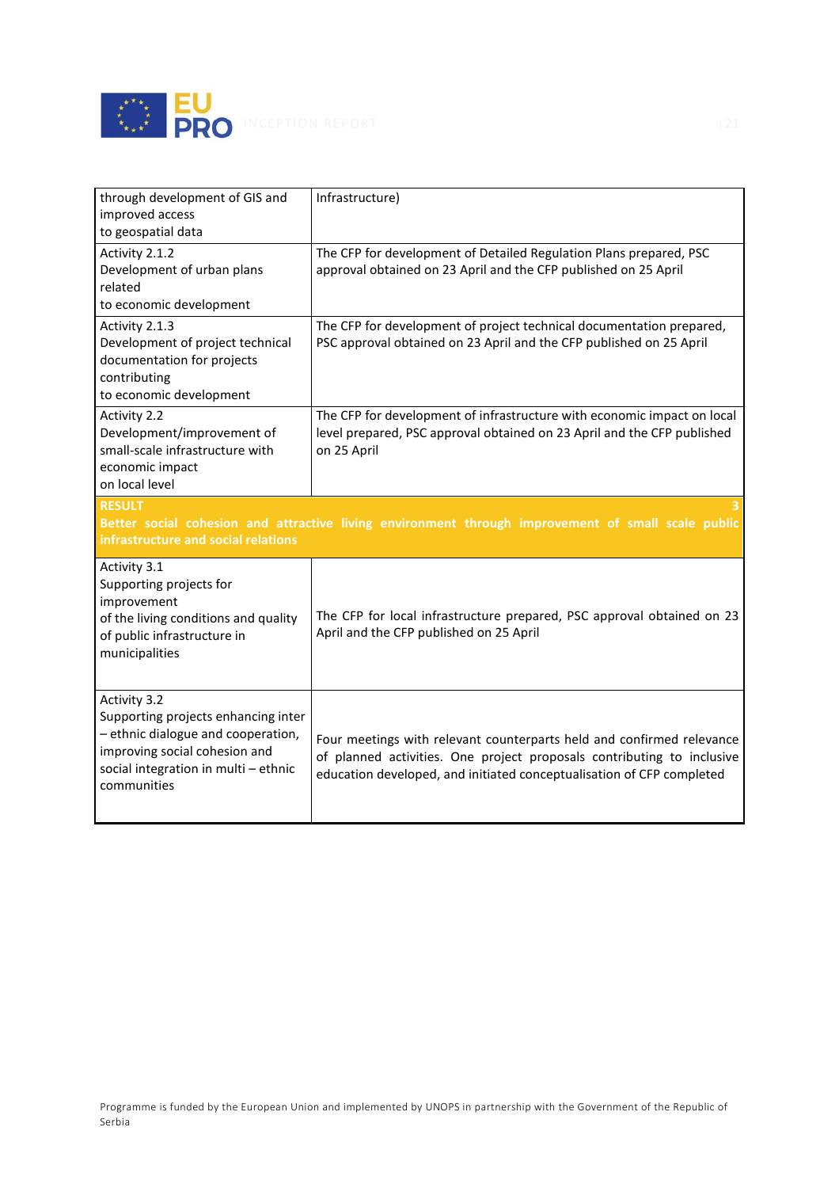| | |
|---|---|
| through development of GIS and improved access to geospatial data | Infrastructure) |
| Activity 2.1.2 Development of urban plans related to economic development | The CFP for development of Detailed Regulation Plans prepared, PSC approval obtained on 23 April and the CFP published on 25 April |
| Activity 2.1.3 Development of project technical documentation for projects contributing to economic development | The CFP for development of project technical documentation prepared, PSC approval obtained on 23 April and the CFP published on 25 April |
| Activity 2.2 Development/improvement of small-scale infrastructure with economic impact on local level | The CFP for development of infrastructure with economic impact on local level prepared, PSC approval obtained on 23 April and the CFP published on 25 April |
| **RESULT 3 Better social cohesion and attractive living environment through improvement of small scale public infrastructure and social relations** | |
| Activity 3.1 Supporting projects for improvement of the living conditions and quality of public infrastructure in municipalities | The CFP for local infrastructure prepared, PSC approval obtained on 23 April and the CFP published on 25 April |
| Activity 3.2 Supporting projects enhancing inter – ethnic dialogue and cooperation, improving social cohesion and social integration in multi – ethnic communities | Four meetings with relevant counterparts held and confirmed relevance of planned activities. One project proposals contributing to inclusive education developed, and initiated conceptualisation of CFP completed |

Programme is funded by the European Union and implemented by UNOPS in partnership with the Government of the Republic of Serbia